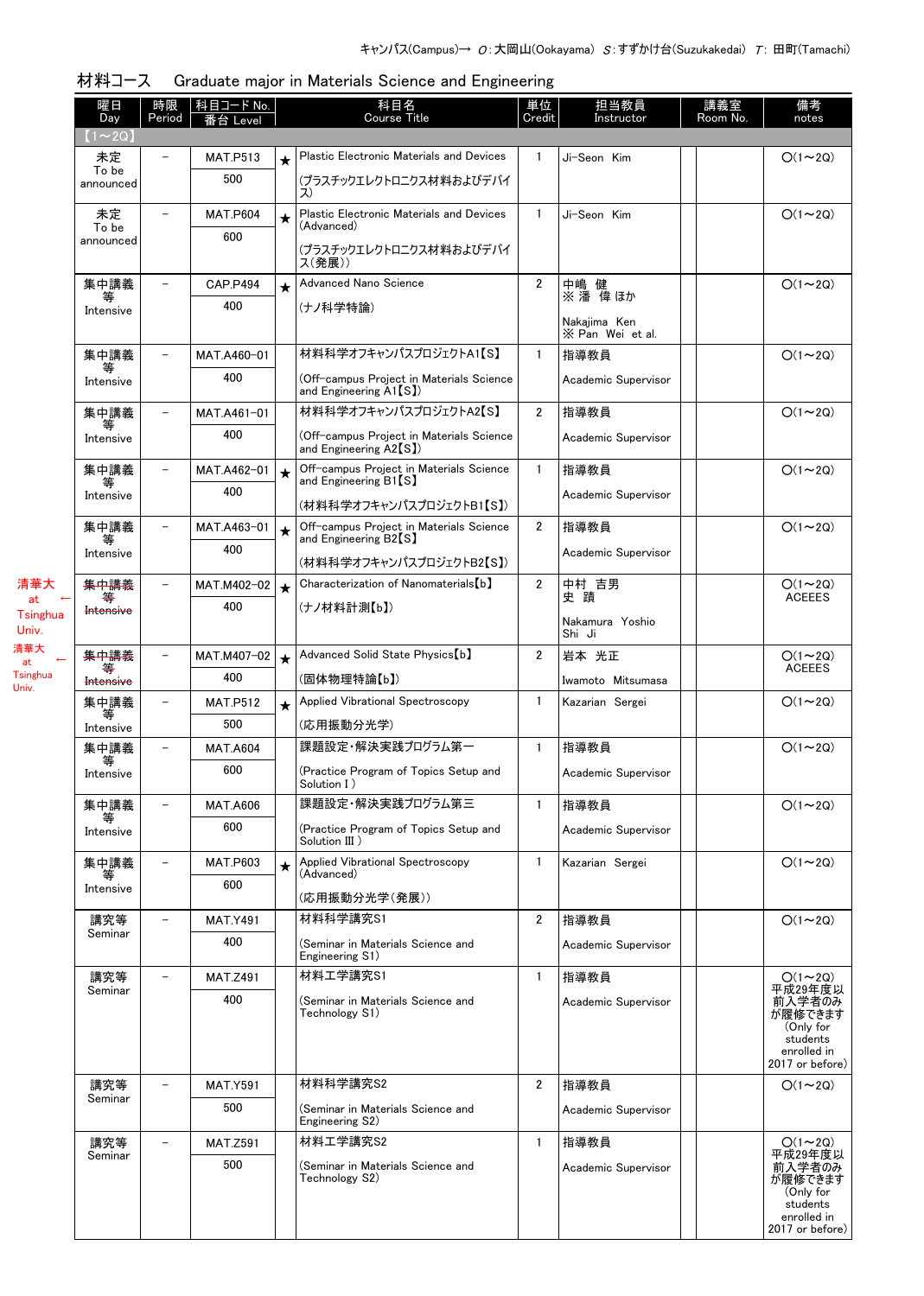キャンパス(Campus)→ O:大岡山(Ookayama) S:すずかけ台(Suzukakedai) T: 田町(Tamachi)

## 材料コース　Graduate major in Materials Science and Engineering

| 曜日 Day | 時限 Period | 科目コード No. 番台 Level | | 科目名 Course Title | 単位 Credit | 担当教員 Instructor | 講義室 Room No. | 備考 notes |
|---|---|---|---|---|---|---|---|---|
| 【1～2Q】 | | | | | | | | |
| 未定 To be announced | － | MAT.P513 500 | ★ | Plastic Electronic Materials and Devices (プラスチックエレクトロニクス材料およびデバイス) | 1 | Ji-Seon Kim | | O(1～2Q) |
| 未定 To be announced | － | MAT.P604 600 | ★ | Plastic Electronic Materials and Devices (Advanced) (プラスチックエレクトロニクス材料およびデバイス(発展)) | 1 | Ji-Seon Kim | | O(1～2Q) |
| 集中講義等 Intensive | － | CAP.P494 400 | ★ | Advanced Nano Science (ナノ科学特論) | 2 | 中嶋 健 ※潘 偉 ほか Nakajima Ken ※Pan Wei et al. | | O(1～2Q) |
| 集中講義等 Intensive | － | MAT.A460-01 400 | | 材料科学オフキャンパスプロジェクトA1【S】 (Off-campus Project in Materials Science and Engineering A1【S】) | 1 | 指導教員 Academic Supervisor | | O(1～2Q) |
| 集中講義等 Intensive | － | MAT.A461-01 400 | | 材料科学オフキャンパスプロジェクトA2【S】 (Off-campus Project in Materials Science and Engineering A2【S】) | 2 | 指導教員 Academic Supervisor | | O(1～2Q) |
| 集中講義等 Intensive | － | MAT.A462-01 400 | ★ | Off-campus Project in Materials Science and Engineering B1【S】 (材料科学オフキャンパスプロジェクトB1【S】) | 1 | 指導教員 Academic Supervisor | | O(1～2Q) |
| 集中講義等 Intensive | － | MAT.A463-01 400 | ★ | Off-campus Project in Materials Science and Engineering B2【S】 (材料科学オフキャンパスプロジェクトB2【S】) | 2 | 指導教員 Academic Supervisor | | O(1～2Q) |
| ~~集中講義等 Intensive~~ 清華大 at Tsinghua Univ. | － | MAT.M402-02 400 | ★ | Characterization of Nanomaterials【b】 (ナノ材料計測【b】) | 2 | 中村 吉男 史 蹟 Nakamura Yoshio Shi Ji | | O(1～2Q) ACEEES |
| ~~集中講義等 Intensive~~ 清華大 at Tsinghua Univ. | － | MAT.M407-02 400 | ★ | Advanced Solid State Physics【b】 (固体物理特論【b】) | 2 | 岩本 光正 Iwamoto Mitsumasa | | O(1～2Q) ACEEES |
| 集中講義等 Intensive | － | MAT.P512 500 | ★ | Applied Vibrational Spectroscopy (応用振動分光学) | 1 | Kazarian Sergei | | O(1～2Q) |
| 集中講義等 Intensive | － | MAT.A604 600 | | 課題設定・解決実践プログラム第一 (Practice Program of Topics Setup and Solution Ⅰ) | 1 | 指導教員 Academic Supervisor | | O(1～2Q) |
| 集中講義等 Intensive | － | MAT.A606 600 | | 課題設定・解決実践プログラム第三 (Practice Program of Topics Setup and Solution Ⅲ) | 1 | 指導教員 Academic Supervisor | | O(1～2Q) |
| 集中講義等 Intensive | － | MAT.P603 600 | ★ | Applied Vibrational Spectroscopy (Advanced) (応用振動分光学(発展)) | 1 | Kazarian Sergei | | O(1～2Q) |
| 講究等 Seminar | － | MAT.Y491 400 | | 材料科学講究S1 (Seminar in Materials Science and Engineering S1) | 2 | 指導教員 Academic Supervisor | | O(1～2Q) |
| 講究等 Seminar | － | MAT.Z491 400 | | 材料工学講究S1 (Seminar in Materials Science and Technology S1) | 1 | 指導教員 Academic Supervisor | | O(1～2Q) 平成29年度以前入学者のみが履修できます (Only for students enrolled in 2017 or before) |
| 講究等 Seminar | － | MAT.Y591 500 | | 材料科学講究S2 (Seminar in Materials Science and Engineering S2) | 2 | 指導教員 Academic Supervisor | | O(1～2Q) |
| 講究等 Seminar | － | MAT.Z591 500 | | 材料工学講究S2 (Seminar in Materials Science and Technology S2) | 1 | 指導教員 Academic Supervisor | | O(1～2Q) 平成29年度以前入学者のみが履修できます (Only for students enrolled in 2017 or before) |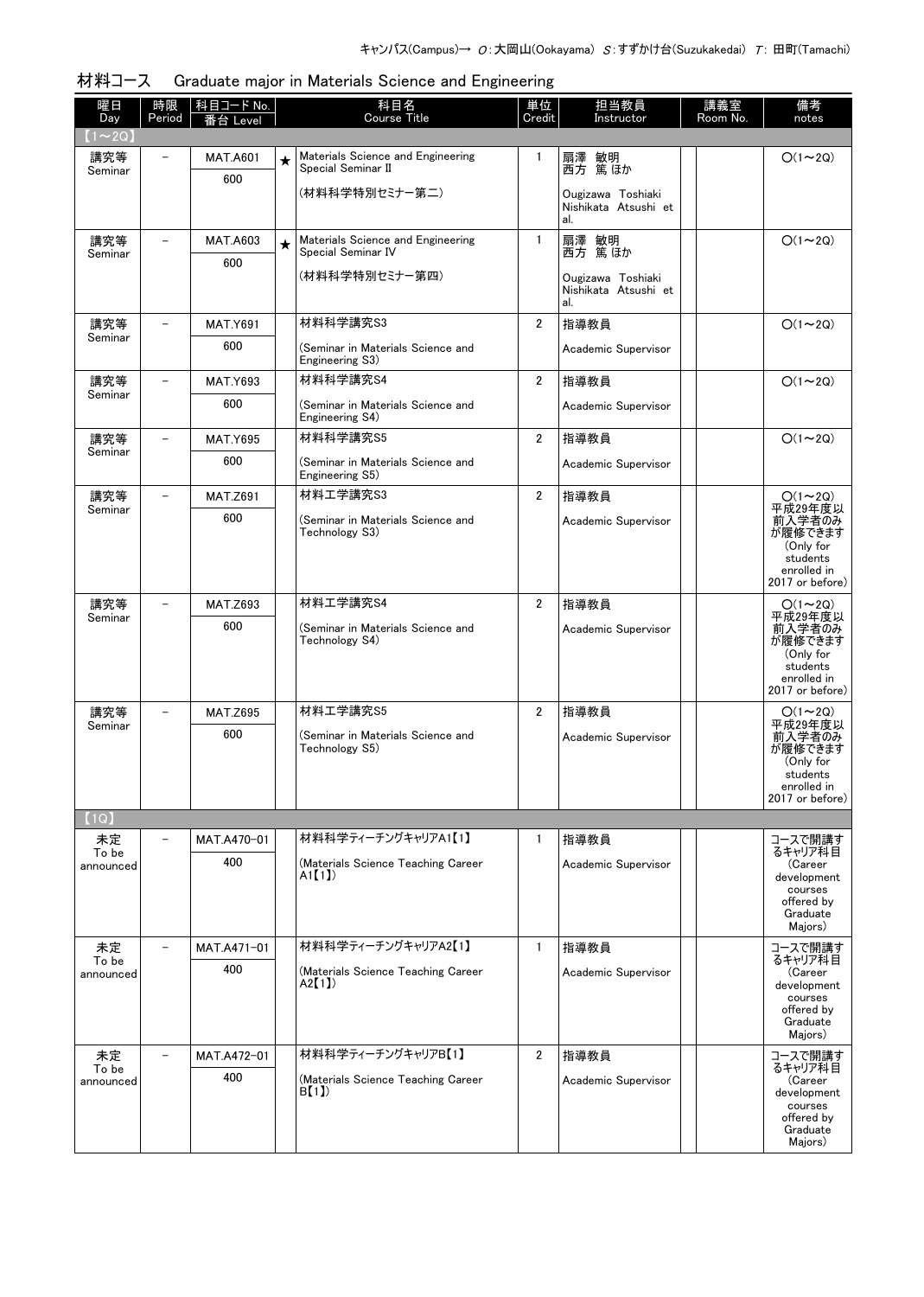キャンパス(Campus)→ O:大岡山(Ookayama) S:すずかけ台(Suzukakedai) T: 田町(Tamachi)

## 材料コース　Graduate major in Materials Science and Engineering

| 曜日 Day | 時限 Period | 科目コード No. 番台 Level | | 科目名 Course Title | 単位 Credit | 担当教員 Instructor | | 講義室 Room No. | 備考 notes |
|---|---|---|---|---|---|---|---|---|---|
| 【1～2Q】 | | | | | | | | | |
| 講究等 Seminar | － | MAT.A601 600 | ★ | Materials Science and Engineering Special Seminar II (材料科学特別セミナー第二) | 1 | 扇澤 敏明 西方 篤 ほか Ougizawa Toshiaki Nishikata Atsushi et al. | | | O(1～2Q) |
| 講究等 Seminar | － | MAT.A603 600 | ★ | Materials Science and Engineering Special Seminar IV (材料科学特別セミナー第四) | 1 | 扇澤 敏明 西方 篤 ほか Ougizawa Toshiaki Nishikata Atsushi et al. | | | O(1～2Q) |
| 講究等 Seminar | － | MAT.Y691 600 | | 材料科学講究S3 (Seminar in Materials Science and Engineering S3) | 2 | 指導教員 Academic Supervisor | | | O(1～2Q) |
| 講究等 Seminar | － | MAT.Y693 600 | | 材料科学講究S4 (Seminar in Materials Science and Engineering S4) | 2 | 指導教員 Academic Supervisor | | | O(1～2Q) |
| 講究等 Seminar | － | MAT.Y695 600 | | 材料科学講究S5 (Seminar in Materials Science and Engineering S5) | 2 | 指導教員 Academic Supervisor | | | O(1～2Q) |
| 講究等 Seminar | － | MAT.Z691 600 | | 材料工学講究S3 (Seminar in Materials Science and Technology S3) | 2 | 指導教員 Academic Supervisor | | | O(1～2Q) 平成29年度以前入学者のみが履修できます (Only for students enrolled in 2017 or before) |
| 講究等 Seminar | － | MAT.Z693 600 | | 材料工学講究S4 (Seminar in Materials Science and Technology S4) | 2 | 指導教員 Academic Supervisor | | | O(1～2Q) 平成29年度以前入学者のみが履修できます (Only for students enrolled in 2017 or before) |
| 講究等 Seminar | － | MAT.Z695 600 | | 材料工学講究S5 (Seminar in Materials Science and Technology S5) | 2 | 指導教員 Academic Supervisor | | | O(1～2Q) 平成29年度以前入学者のみが履修できます (Only for students enrolled in 2017 or before) |
| 【1Q】 | | | | | | | | | |
| 未定 To be announced | － | MAT.A470-01 400 | | 材料科学ティーチングキャリアA1【1】 (Materials Science Teaching Career A1【1】) | 1 | 指導教員 Academic Supervisor | | | コースで開講するキャリア科目 (Career development courses offered by Graduate Majors) |
| 未定 To be announced | － | MAT.A471-01 400 | | 材料科学ティーチングキャリアA2【1】 (Materials Science Teaching Career A2【1】) | 1 | 指導教員 Academic Supervisor | | | コースで開講するキャリア科目 (Career development courses offered by Graduate Majors) |
| 未定 To be announced | － | MAT.A472-01 400 | | 材料科学ティーチングキャリアB【1】 (Materials Science Teaching Career B【1】) | 2 | 指導教員 Academic Supervisor | | | コースで開講するキャリア科目 (Career development courses offered by Graduate Majors) |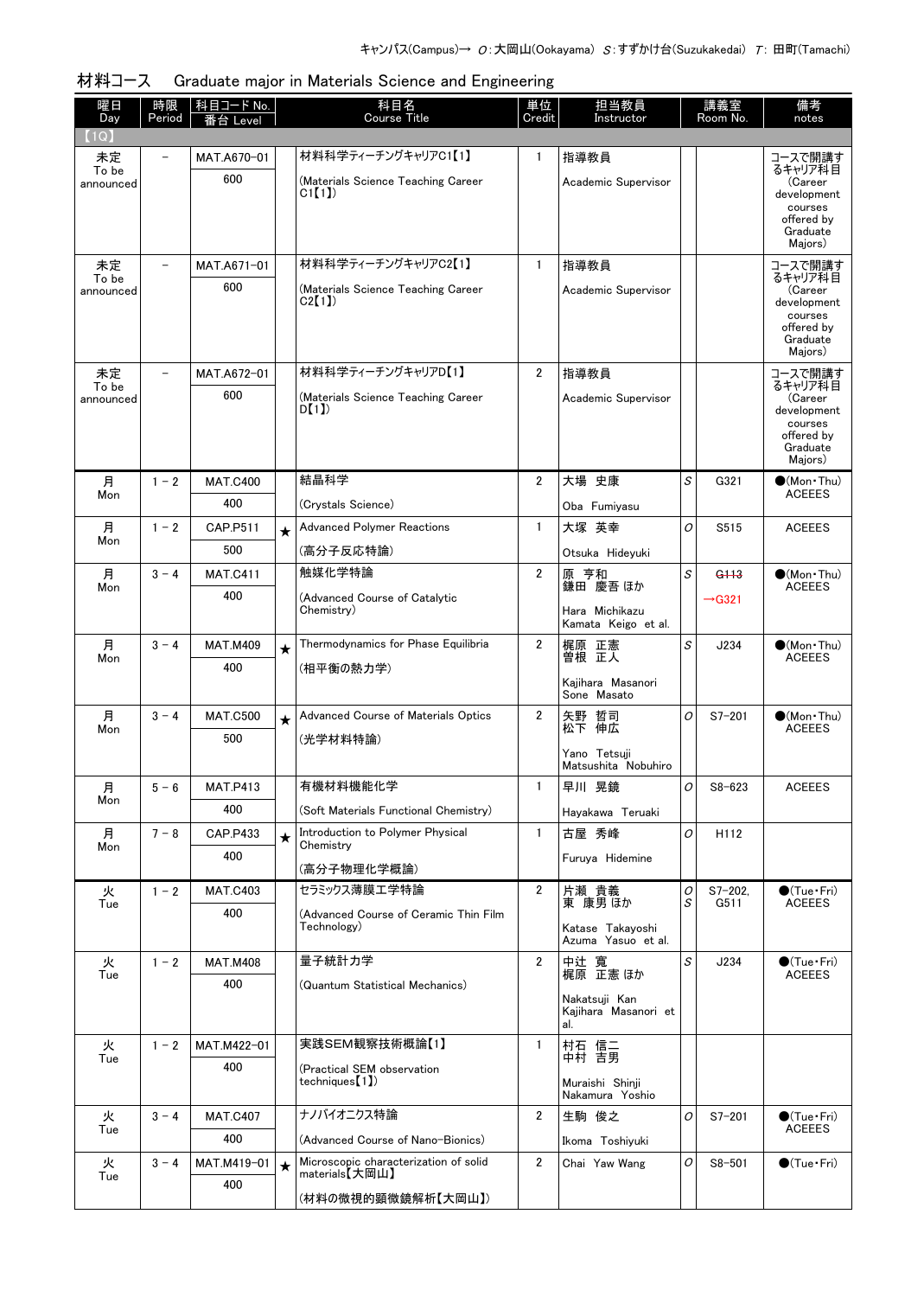キャンパス(Campus)→ O:大岡山(Ookayama) S:すずかけ台(Suzukakedai) T: 田町(Tamachi)

## 材料コース　Graduate major in Materials Science and Engineering

| 曜日 Day | 時限 Period | 科目コード No. 番台 Level | | 科目名 Course Title | 単位 Credit | 担当教員 Instructor | | 講義室 Room No. | 備考 notes |
|---|---|---|---|---|---|---|---|---|---|
| 【1Q】 | | | | | | | | | |
| 未定 To be announced | － | MAT.A670-01 600 | | 材料科学ティーチングキャリアC1【1】 (Materials Science Teaching Career C1【1】) | 1 | 指導教員 Academic Supervisor | | | コースで開講するキャリア科目 (Career development courses offered by Graduate Majors) |
| 未定 To be announced | － | MAT.A671-01 600 | | 材料科学ティーチングキャリアC2【1】 (Materials Science Teaching Career C2【1】) | 1 | 指導教員 Academic Supervisor | | | コースで開講するキャリア科目 (Career development courses offered by Graduate Majors) |
| 未定 To be announced | － | MAT.A672-01 600 | | 材料科学ティーチングキャリアD【1】 (Materials Science Teaching Career D【1】) | 2 | 指導教員 Academic Supervisor | | | コースで開講するキャリア科目 (Career development courses offered by Graduate Majors) |
| 月 Mon | 1－2 | MAT.C400 400 | | 結晶科学 (Crystals Science) | 2 | 大場 史康 Oba Fumiyasu | S | G321 | ●(Mon・Thu) ACEEES |
| 月 Mon | 1－2 | CAP.P511 500 | ★ | Advanced Polymer Reactions (高分子反応特論) | 1 | 大塚 英幸 Otsuka Hideyuki | O | S515 | ACEEES |
| 月 Mon | 3－4 | MAT.C411 400 | | 触媒化学特論 (Advanced Course of Catalytic Chemistry) | 2 | 原 亨和 鎌田 慶吾 ほか Hara Michikazu Kamata Keigo et al. | S | ~~G113~~ →G321 | ●(Mon・Thu) ACEEES |
| 月 Mon | 3－4 | MAT.M409 400 | ★ | Thermodynamics for Phase Equilibria (相平衡の熱力学) | 2 | 梶原 正憲 曽根 正人 Kajihara Masanori Sone Masato | S | J234 | ●(Mon・Thu) ACEEES |
| 月 Mon | 3－4 | MAT.C500 500 | ★ | Advanced Course of Materials Optics (光学材料特論) | 2 | 矢野 哲司 松下 伸広 Yano Tetsuji Matsushita Nobuhiro | O | S7-201 | ●(Mon・Thu) ACEEES |
| 月 Mon | 5－6 | MAT.P413 400 | | 有機材料機能化学 (Soft Materials Functional Chemistry) | 1 | 早川 晃鏡 Hayakawa Teruaki | O | S8-623 | ACEEES |
| 月 Mon | 7－8 | CAP.P433 400 | ★ | Introduction to Polymer Physical Chemistry (高分子物理化学概論) | 1 | 古屋 秀峰 Furuya Hidemine | O | H112 | |
| 火 Tue | 1－2 | MAT.C403 400 | | セラミックス薄膜工学特論 (Advanced Course of Ceramic Thin Film Technology) | 2 | 片瀬 貴義 東 康男 ほか Katase Takayoshi Azuma Yasuo et al. | O S | S7-202, G511 | ●(Tue・Fri) ACEEES |
| 火 Tue | 1－2 | MAT.M408 400 | | 量子統計力学 (Quantum Statistical Mechanics) | 2 | 中辻 寛 梶原 正憲 ほか Nakatsuji Kan Kajihara Masanori et al. | S | J234 | ●(Tue・Fri) ACEEES |
| 火 Tue | 1－2 | MAT.M422-01 400 | | 実践SEM観察技術概論【1】 (Practical SEM observation techniques【1】) | 1 | 村石 信二 中村 吉男 Muraishi Shinji Nakamura Yoshio | | | |
| 火 Tue | 3－4 | MAT.C407 400 | | ナノバイオニクス特論 (Advanced Course of Nano-Bionics) | 2 | 生駒 俊之 Ikoma Toshiyuki | O | S7-201 | ●(Tue・Fri) ACEEES |
| 火 Tue | 3－4 | MAT.M419-01 400 | ★ | Microscopic characterization of solid materials【大岡山】 (材料の微視的顕微鏡解析【大岡山】) | 2 | Chai Yaw Wang | O | S8-501 | ●(Tue・Fri) |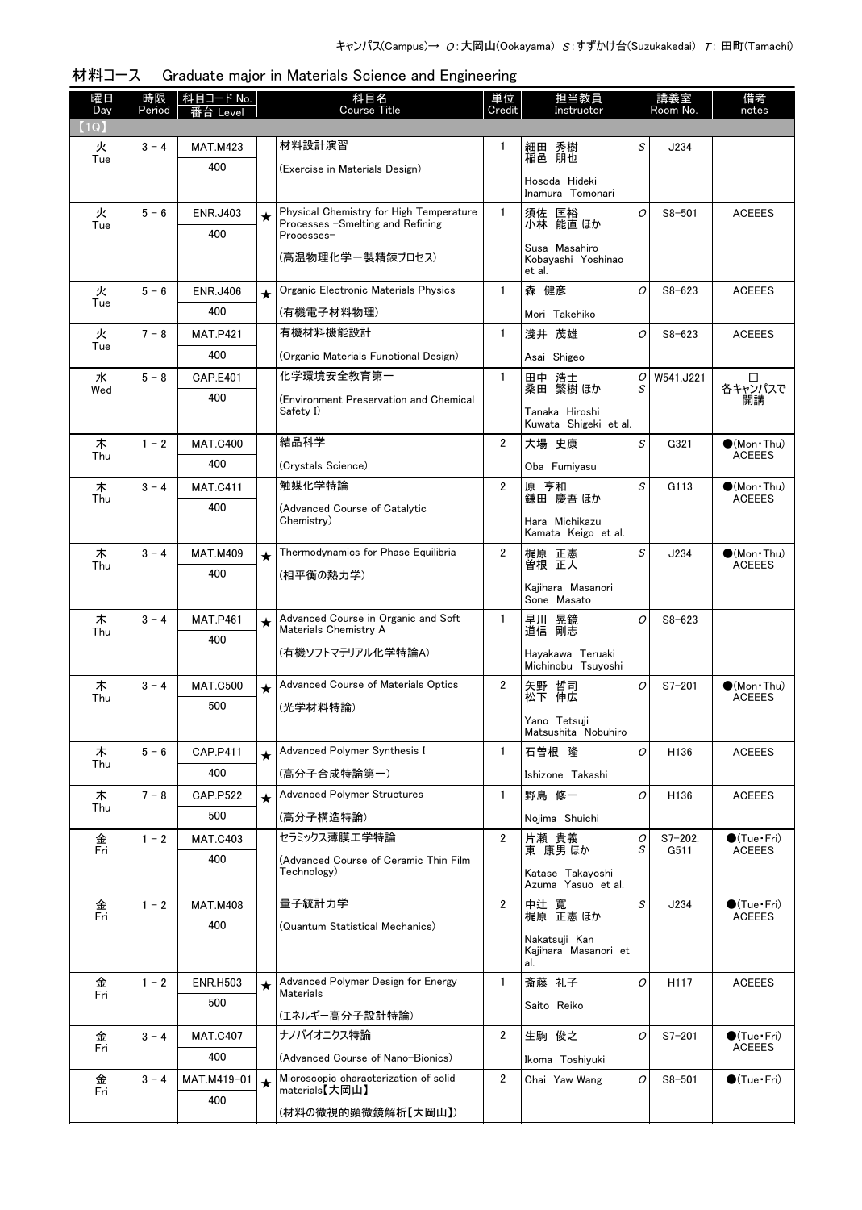キャンパス(Campus)→ O:大岡山(Ookayama) S:すずかけ台(Suzukakedai) T: 田町(Tamachi)

## 材料コース　Graduate major in Materials Science and Engineering

| 曜日 Day | 時限 Period | 科目コード No. 番台 Level | | 科目名 Course Title | 単位 Credit | 担当教員 Instructor | | 講義室 Room No. | 備考 notes |
|---|---|---|---|---|---|---|---|---|---|
| 【1Q】 | | | | | | | | | |
| 火 Tue | 3 - 4 | MAT.M423 400 | | 材料設計演習 (Exercise in Materials Design) | 1 | 細田 秀樹 稲邑 朋也 Hosoda Hideki Inamura Tomonari | S | J234 | |
| 火 Tue | 5 - 6 | ENR.J403 400 | ★ | Physical Chemistry for High Temperature Processes -Smelting and Refining Processes- (高温物理化学－製精錬プロセス) | 1 | 須佐 匡裕 小林 能直 ほか Susa Masahiro Kobayashi Yoshinao et al. | O | S8-501 | ACEEES |
| 火 Tue | 5 - 6 | ENR.J406 400 | ★ | Organic Electronic Materials Physics (有機電子材料物理) | 1 | 森 健彦 Mori Takehiko | O | S8-623 | ACEEES |
| 火 Tue | 7 - 8 | MAT.P421 400 | | 有機材料機能設計 (Organic Materials Functional Design) | 1 | 淺井 茂雄 Asai Shigeo | O | S8-623 | ACEEES |
| 水 Wed | 5 - 8 | CAP.E401 400 | | 化学環境安全教育第一 (Environment Preservation and Chemical Safety I) | 1 | 田中 浩士 桑田 繁樹 ほか Tanaka Hiroshi Kuwata Shigeki et al. | O S | W541,J221 | □ 各キャンパスで開講 |
| 木 Thu | 1 - 2 | MAT.C400 400 | | 結晶科学 (Crystals Science) | 2 | 大場 史康 Oba Fumiyasu | S | G321 | ●(Mon・Thu) ACEEES |
| 木 Thu | 3 - 4 | MAT.C411 400 | | 触媒化学特論 (Advanced Course of Catalytic Chemistry) | 2 | 原 亨和 鎌田 慶吾 ほか Hara Michikazu Kamata Keigo et al. | S | G113 | ●(Mon・Thu) ACEEES |
| 木 Thu | 3 - 4 | MAT.M409 400 | ★ | Thermodynamics for Phase Equilibria (相平衡の熱力学) | 2 | 梶原 正憲 曽根 正人 Kajihara Masanori Sone Masato | S | J234 | ●(Mon・Thu) ACEEES |
| 木 Thu | 3 - 4 | MAT.P461 400 | ★ | Advanced Course in Organic and Soft Materials Chemistry A (有機ソフトマテリアル化学特論A) | 1 | 早川 晃鏡 道信 剛志 Hayakawa Teruaki Michinobu Tsuyoshi | O | S8-623 | |
| 木 Thu | 3 - 4 | MAT.C500 500 | ★ | Advanced Course of Materials Optics (光学材料特論) | 2 | 矢野 哲司 松下 伸広 Yano Tetsuji Matsushita Nobuhiro | O | S7-201 | ●(Mon・Thu) ACEEES |
| 木 Thu | 5 - 6 | CAP.P411 400 | ★ | Advanced Polymer Synthesis I (高分子合成特論第一) | 1 | 石曽根 隆 Ishizone Takashi | O | H136 | ACEEES |
| 木 Thu | 7 - 8 | CAP.P522 500 | ★ | Advanced Polymer Structures (高分子構造特論) | 1 | 野島 修一 Nojima Shuichi | O | H136 | ACEEES |
| 金 Fri | 1 - 2 | MAT.C403 400 | | セラミックス薄膜工学特論 (Advanced Course of Ceramic Thin Film Technology) | 2 | 片瀬 貴義 東 康男 ほか Katase Takayoshi Azuma Yasuo et al. | O S | S7-202, G511 | ●(Tue・Fri) ACEEES |
| 金 Fri | 1 - 2 | MAT.M408 400 | | 量子統計力学 (Quantum Statistical Mechanics) | 2 | 中辻 寛 梶原 正憲 ほか Nakatsuji Kan Kajihara Masanori et al. | S | J234 | ●(Tue・Fri) ACEEES |
| 金 Fri | 1 - 2 | ENR.H503 500 | ★ | Advanced Polymer Design for Energy Materials (エネルギー高分子設計特論) | 1 | 斎藤 礼子 Saito Reiko | O | H117 | ACEEES |
| 金 Fri | 3 - 4 | MAT.C407 400 | | ナノバイオニクス特論 (Advanced Course of Nano-Bionics) | 2 | 生駒 俊之 Ikoma Toshiyuki | O | S7-201 | ●(Tue・Fri) ACEEES |
| 金 Fri | 3 - 4 | MAT.M419-01 400 | ★ | Microscopic characterization of solid materials【大岡山】 (材料の微視的顕微鏡解析【大岡山】) | 2 | Chai Yaw Wang | O | S8-501 | ●(Tue・Fri) |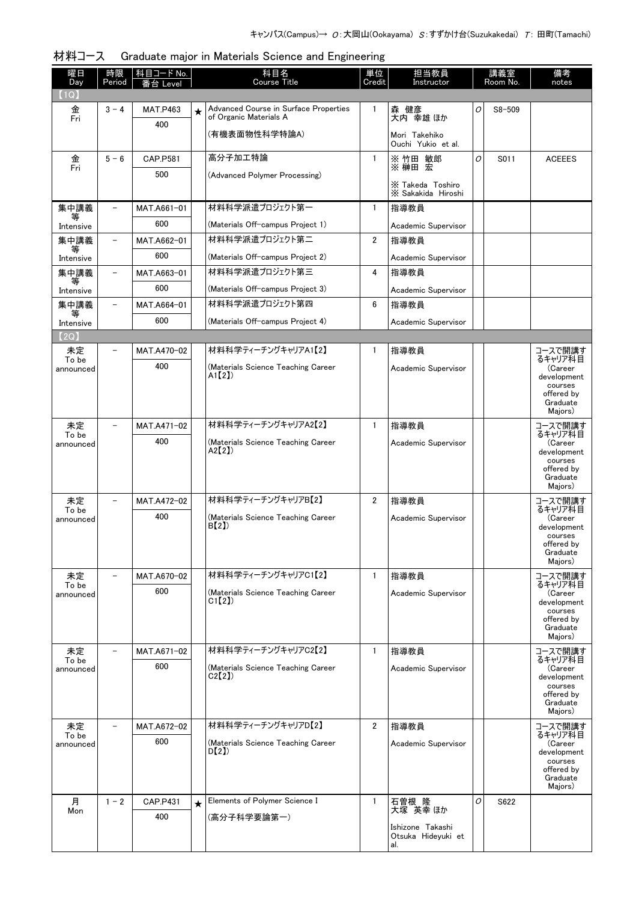キャンパス(Campus)→ O:大岡山(Ookayama) S:すずかけ台(Suzukakedai) T: 田町(Tamachi)

## 材料コース　Graduate major in Materials Science and Engineering

| 曜日 Day | 時限 Period | 科目コード No. 番台 Level | | 科目名 Course Title | 単位 Credit | 担当教員 Instructor | | 講義室 Room No. | 備考 notes |
|---|---|---|---|---|---|---|---|---|---|
| 【1Q】 | | | | | | | | | |
| 金 Fri | 3－4 | MAT.P463 400 | ★ | Advanced Course in Surface Properties of Organic Materials A (有機表面物性科学特論A) | 1 | 森 健彦 大内 幸雄 ほか Mori Takehiko Ouchi Yukio et al. | O | S8-509 | |
| 金 Fri | 5－6 | CAP.P581 500 | | 高分子加工特論 (Advanced Polymer Processing) | 1 | ※竹田 敏郎 ※榊田 宏 ※Takeda Toshiro ※Sakakida Hiroshi | O | S011 | ACEEES |
| 集中講義等 Intensive | － | MAT.A661-01 600 | | 材料科学派遣プロジェクト第一 (Materials Off-campus Project 1) | 1 | 指導教員 Academic Supervisor | | | |
| 集中講義等 Intensive | － | MAT.A662-01 600 | | 材料科学派遣プロジェクト第二 (Materials Off-campus Project 2) | 2 | 指導教員 Academic Supervisor | | | |
| 集中講義等 Intensive | － | MAT.A663-01 600 | | 材料科学派遣プロジェクト第三 (Materials Off-campus Project 3) | 4 | 指導教員 Academic Supervisor | | | |
| 集中講義等 Intensive | － | MAT.A664-01 600 | | 材料科学派遣プロジェクト第四 (Materials Off-campus Project 4) | 6 | 指導教員 Academic Supervisor | | | |
| 【2Q】 | | | | | | | | | |
| 未定 To be announced | － | MAT.A470-02 400 | | 材料科学ティーチングキャリアA1【2】 (Materials Science Teaching Career A1【2】) | 1 | 指導教員 Academic Supervisor | | | コースで開講するキャリア科目 (Career development courses offered by Graduate Majors) |
| 未定 To be announced | － | MAT.A471-02 400 | | 材料科学ティーチングキャリアA2【2】 (Materials Science Teaching Career A2【2】) | 1 | 指導教員 Academic Supervisor | | | コースで開講するキャリア科目 (Career development courses offered by Graduate Majors) |
| 未定 To be announced | － | MAT.A472-02 400 | | 材料科学ティーチングキャリアB【2】 (Materials Science Teaching Career B【2】) | 2 | 指導教員 Academic Supervisor | | | コースで開講するキャリア科目 (Career development courses offered by Graduate Majors) |
| 未定 To be announced | － | MAT.A670-02 600 | | 材料科学ティーチングキャリアC1【2】 (Materials Science Teaching Career C1【2】) | 1 | 指導教員 Academic Supervisor | | | コースで開講するキャリア科目 (Career development courses offered by Graduate Majors) |
| 未定 To be announced | － | MAT.A671-02 600 | | 材料科学ティーチングキャリアC2【2】 (Materials Science Teaching Career C2【2】) | 1 | 指導教員 Academic Supervisor | | | コースで開講するキャリア科目 (Career development courses offered by Graduate Majors) |
| 未定 To be announced | － | MAT.A672-02 600 | | 材料科学ティーチングキャリアD【2】 (Materials Science Teaching Career D【2】) | 2 | 指導教員 Academic Supervisor | | | コースで開講するキャリア科目 (Career development courses offered by Graduate Majors) |
| 月 Mon | 1－2 | CAP.P431 400 | ★ | Elements of Polymer Science I (高分子科学要論第一) | 1 | 石曽根 隆 大塚 英幸 ほか Ishizone Takashi Otsuka Hideyuki et al. | O | S622 | |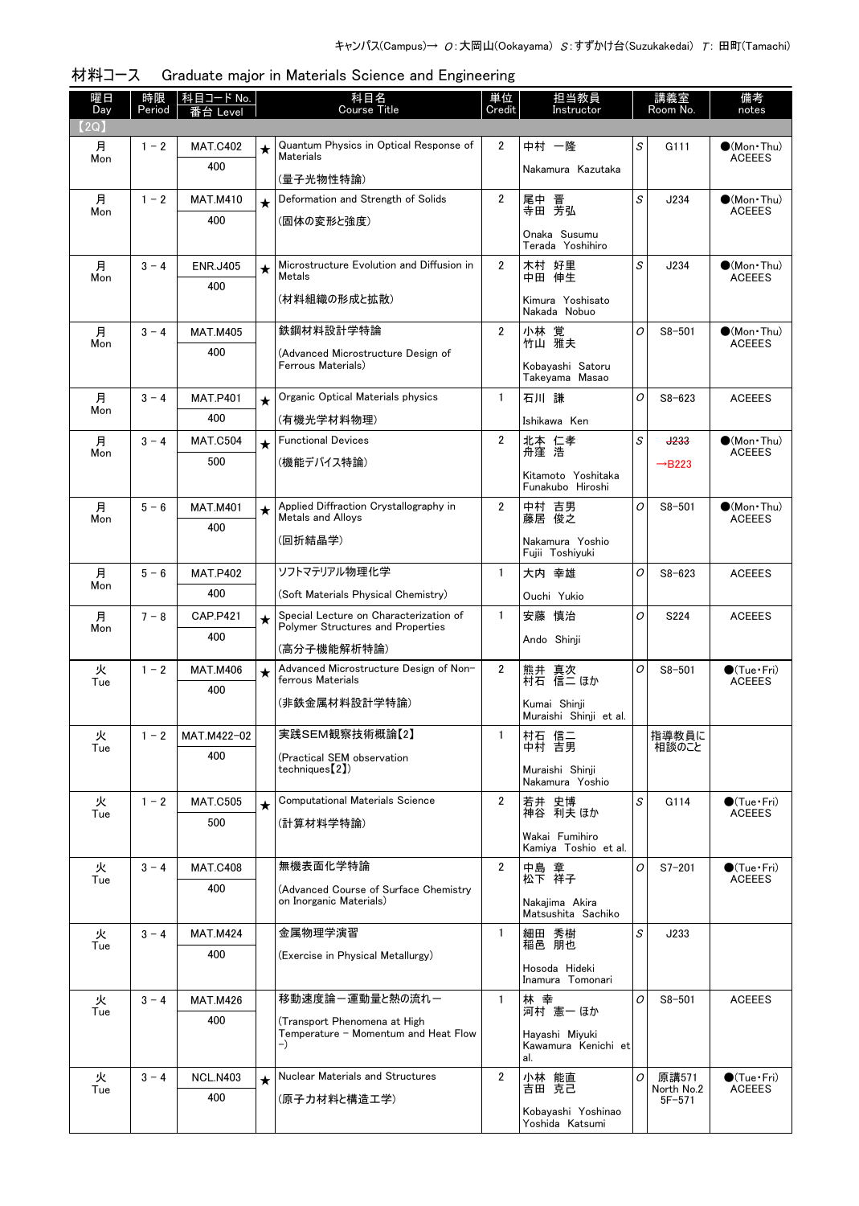キャンパス(Campus)→ O:大岡山(Ookayama) S:すずかけ台(Suzukakedai) T: 田町(Tamachi)

## 材料コース　Graduate major in Materials Science and Engineering

| 曜日 Day | 時限 Period | 科目コード No. 番台 Level | | 科目名 Course Title | 単位 Credit | 担当教員 Instructor | | 講義室 Room No. | 備考 notes |
|---|---|---|---|---|---|---|---|---|---|
| 【2Q】 | | | | | | | | | |
| 月 Mon | 1－2 | MAT.C402 400 | ★ | Quantum Physics in Optical Response of Materials (量子光物性特論) | 2 | 中村 一隆 Nakamura Kazutaka | S | G111 | ●(Mon・Thu) ACEEES |
| 月 Mon | 1－2 | MAT.M410 400 | ★ | Deformation and Strength of Solids (固体の変形と強度) | 2 | 尾中 晋 寺田 芳弘 Onaka Susumu Terada Yoshihiro | S | J234 | ●(Mon・Thu) ACEEES |
| 月 Mon | 3－4 | ENR.J405 400 | ★ | Microstructure Evolution and Diffusion in Metals (材料組織の形成と拡散) | 2 | 木村 好里 中田 伸生 Kimura Yoshisato Nakada Nobuo | S | J234 | ●(Mon・Thu) ACEEES |
| 月 Mon | 3－4 | MAT.M405 400 | | 鉄鋼材料設計学特論 (Advanced Microstructure Design of Ferrous Materials) | 2 | 小林 覚 竹山 雅夫 Kobayashi Satoru Takeyama Masao | O | S8-501 | ●(Mon・Thu) ACEEES |
| 月 Mon | 3－4 | MAT.P401 400 | ★ | Organic Optical Materials physics (有機光学材料物理) | 1 | 石川 謙 Ishikawa Ken | O | S8-623 | ACEEES |
| 月 Mon | 3－4 | MAT.C504 500 | ★ | Functional Devices (機能デバイス特論) | 2 | 北本 仁孝 舟窪 浩 Kitamoto Yoshitaka Funakubo Hiroshi | S | ~~J233~~ →B223 | ●(Mon・Thu) ACEEES |
| 月 Mon | 5－6 | MAT.M401 400 | ★ | Applied Diffraction Crystallography in Metals and Alloys (回折結晶学) | 2 | 中村 吉男 藤居 俊之 Nakamura Yoshio Fujii Toshiyuki | O | S8-501 | ●(Mon・Thu) ACEEES |
| 月 Mon | 5－6 | MAT.P402 400 | | ソフトマテリアル物理化学 (Soft Materials Physical Chemistry) | 1 | 大内 幸雄 Ouchi Yukio | O | S8-623 | ACEEES |
| 月 Mon | 7－8 | CAP.P421 400 | ★ | Special Lecture on Characterization of Polymer Structures and Properties (高分子機能解析特論) | 1 | 安藤 慎治 Ando Shinji | O | S224 | ACEEES |
| 火 Tue | 1－2 | MAT.M406 400 | ★ | Advanced Microstructure Design of Non-ferrous Materials (非鉄金属材料設計学特論) | 2 | 熊井 真次 村石 信二 ほか Kumai Shinji Muraishi Shinji et al. | O | S8-501 | ●(Tue・Fri) ACEEES |
| 火 Tue | 1－2 | MAT.M422-02 400 | | 実践SEM観察技術概論【2】 (Practical SEM observation techniques【2】) | 1 | 村石 信二 中村 吉男 Muraishi Shinji Nakamura Yoshio | | 指導教員に相談のこと | |
| 火 Tue | 1－2 | MAT.C505 500 | ★ | Computational Materials Science (計算材料学特論) | 2 | 若井 史博 神谷 利夫 ほか Wakai Fumihiro Kamiya Toshio et al. | S | G114 | ●(Tue・Fri) ACEEES |
| 火 Tue | 3－4 | MAT.C408 400 | | 無機表面化学特論 (Advanced Course of Surface Chemistry on Inorganic Materials) | 2 | 中島 章 松下 祥子 Nakajima Akira Matsushita Sachiko | O | S7-201 | ●(Tue・Fri) ACEEES |
| 火 Tue | 3－4 | MAT.M424 400 | | 金属物理学演習 (Exercise in Physical Metallurgy) | 1 | 細田 秀樹 稲邑 朋也 Hosoda Hideki Inamura Tomonari | S | J233 | |
| 火 Tue | 3－4 | MAT.M426 400 | | 移動速度論－運動量と熱の流れ－ (Transport Phenomena at High Temperature - Momentum and Heat Flow -) | 1 | 林 幸 河村 憲一 ほか Hayashi Miyuki Kawamura Kenichi et al. | O | S8-501 | ACEEES |
| 火 Tue | 3－4 | NCL.N403 400 | ★ | Nuclear Materials and Structures (原子力材料と構造工学) | 2 | 小林 能直 吉田 克己 Kobayashi Yoshinao Yoshida Katsumi | O | 原講571 North No.2 5F-571 | ●(Tue・Fri) ACEEES |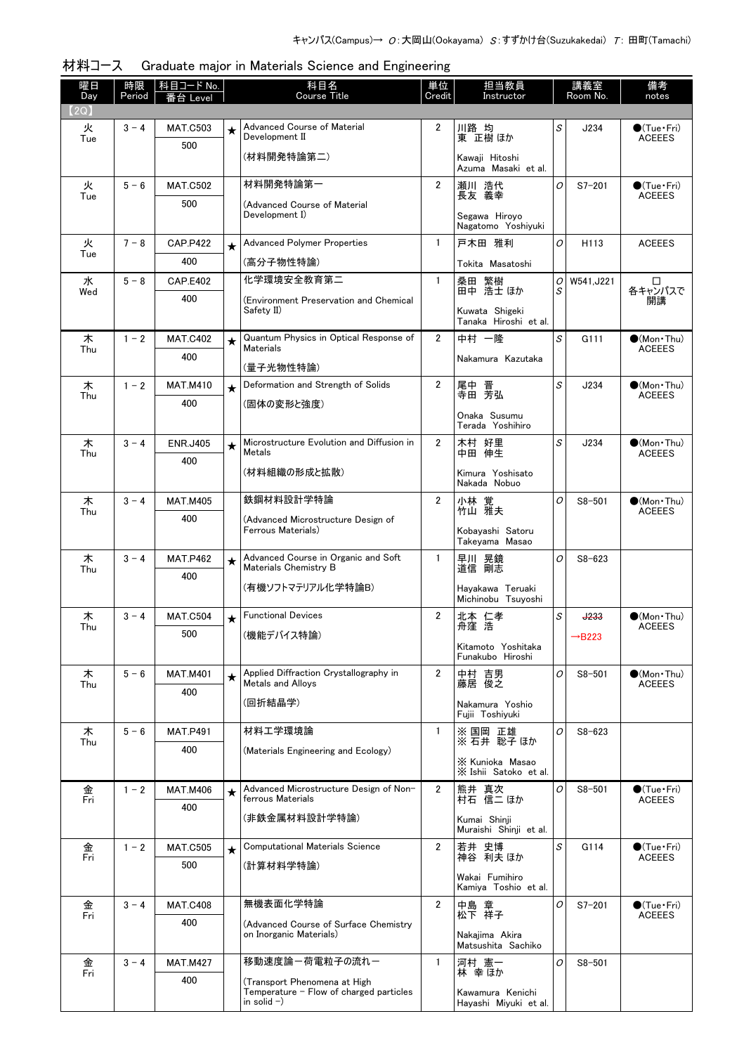キャンパス(Campus)→ O:大岡山(Ookayama) S:すずかけ台(Suzukakedai) T:田町(Tamachi)

## 材料コース　Graduate major in Materials Science and Engineering

| 曜日 Day | 時限 Period | 科目コード No. 番台 Level | | 科目名 Course Title | 単位 Credit | 担当教員 Instructor | | 講義室 Room No. | 備考 notes |
|---|---|---|---|---|---|---|---|---|---|
| 【2Q】 | | | | | | | | | |
| 火 Tue | 3－4 | MAT.C503 500 | ★ | Advanced Course of Material Development II (材料開発特論第二) | 2 | 川路 均 東 正樹 ほか Kawaji Hitoshi Azuma Masaki et al. | S | J234 | ●(Tue・Fri) ACEEES |
| 火 Tue | 5－6 | MAT.C502 500 | | 材料開発特論第一 (Advanced Course of Material Development I) | 2 | 瀬川 浩代 長友 義幸 Segawa Hiroyo Nagatomo Yoshiyuki | O | S7-201 | ●(Tue・Fri) ACEEES |
| 火 Tue | 7－8 | CAP.P422 400 | ★ | Advanced Polymer Properties (高分子物性特論) | 1 | 戸木田 雅利 Tokita Masatoshi | O | H113 | ACEEES |
| 水 Wed | 5－8 | CAP.E402 400 | | 化学環境安全教育第二 (Environment Preservation and Chemical Safety II) | 1 | 桑田 繁樹 田中 浩士 ほか Kuwata Shigeki Tanaka Hiroshi et al. | O S | W541,J221 | □ 各キャンパスで開講 |
| 木 Thu | 1－2 | MAT.C402 400 | ★ | Quantum Physics in Optical Response of Materials (量子光物性特論) | 2 | 中村 一隆 Nakamura Kazutaka | S | G111 | ●(Mon・Thu) ACEEES |
| 木 Thu | 1－2 | MAT.M410 400 | ★ | Deformation and Strength of Solids (固体の変形と強度) | 2 | 尾中 晋 寺田 芳弘 Onaka Susumu Terada Yoshihiro | S | J234 | ●(Mon・Thu) ACEEES |
| 木 Thu | 3－4 | ENR.J405 400 | ★ | Microstructure Evolution and Diffusion in Metals (材料組織の形成と拡散) | 2 | 木村 好里 中田 伸生 Kimura Yoshisato Nakada Nobuo | S | J234 | ●(Mon・Thu) ACEEES |
| 木 Thu | 3－4 | MAT.M405 400 | | 鉄鋼材料設計学特論 (Advanced Microstructure Design of Ferrous Materials) | 2 | 小林 覚 竹山 雅夫 Kobayashi Satoru Takeyama Masao | O | S8-501 | ●(Mon・Thu) ACEEES |
| 木 Thu | 3－4 | MAT.P462 400 | ★ | Advanced Course in Organic and Soft Materials Chemistry B (有機ソフトマテリアル化学特論B) | 1 | 早川 晃鏡 道信 剛志 Hayakawa Teruaki Michinobu Tsuyoshi | O | S8-623 | |
| 木 Thu | 3－4 | MAT.C504 500 | ★ | Functional Devices (機能デバイス特論) | 2 | 北本 仁孝 舟窪 浩 Kitamoto Yoshitaka Funakubo Hiroshi | S | ~~J233~~ →B223 | ●(Mon・Thu) ACEEES |
| 木 Thu | 5－6 | MAT.M401 400 | ★ | Applied Diffraction Crystallography in Metals and Alloys (回折結晶学) | 2 | 中村 吉男 藤居 俊之 Nakamura Yoshio Fujii Toshiyuki | O | S8-501 | ●(Mon・Thu) ACEEES |
| 木 Thu | 5－6 | MAT.P491 400 | | 材料工学環境論 (Materials Engineering and Ecology) | 1 | ※国岡 正雄 ※石井 聡子 ほか ※Kunioka Masao ※Ishii Satoko et al. | O | S8-623 | |
| 金 Fri | 1－2 | MAT.M406 400 | ★ | Advanced Microstructure Design of Non-ferrous Materials (非鉄金属材料設計学特論) | 2 | 熊井 真次 村石 信二 ほか Kumai Shinji Muraishi Shinji et al. | O | S8-501 | ●(Tue・Fri) ACEEES |
| 金 Fri | 1－2 | MAT.C505 500 | ★ | Computational Materials Science (計算材料学特論) | 2 | 若井 史博 神谷 利夫 ほか Wakai Fumihiro Kamiya Toshio et al. | S | G114 | ●(Tue・Fri) ACEEES |
| 金 Fri | 3－4 | MAT.C408 400 | | 無機表面化学特論 (Advanced Course of Surface Chemistry on Inorganic Materials) | 2 | 中島 章 松下 祥子 Nakajima Akira Matsushita Sachiko | O | S7-201 | ●(Tue・Fri) ACEEES |
| 金 Fri | 3－4 | MAT.M427 400 | | 移動速度論－荷電粒子の流れ－ (Transport Phenomena at High Temperature - Flow of charged particles in solid -) | 1 | 河村 憲一 林 幸 ほか Kawamura Kenichi Hayashi Miyuki et al. | O | S8-501 | |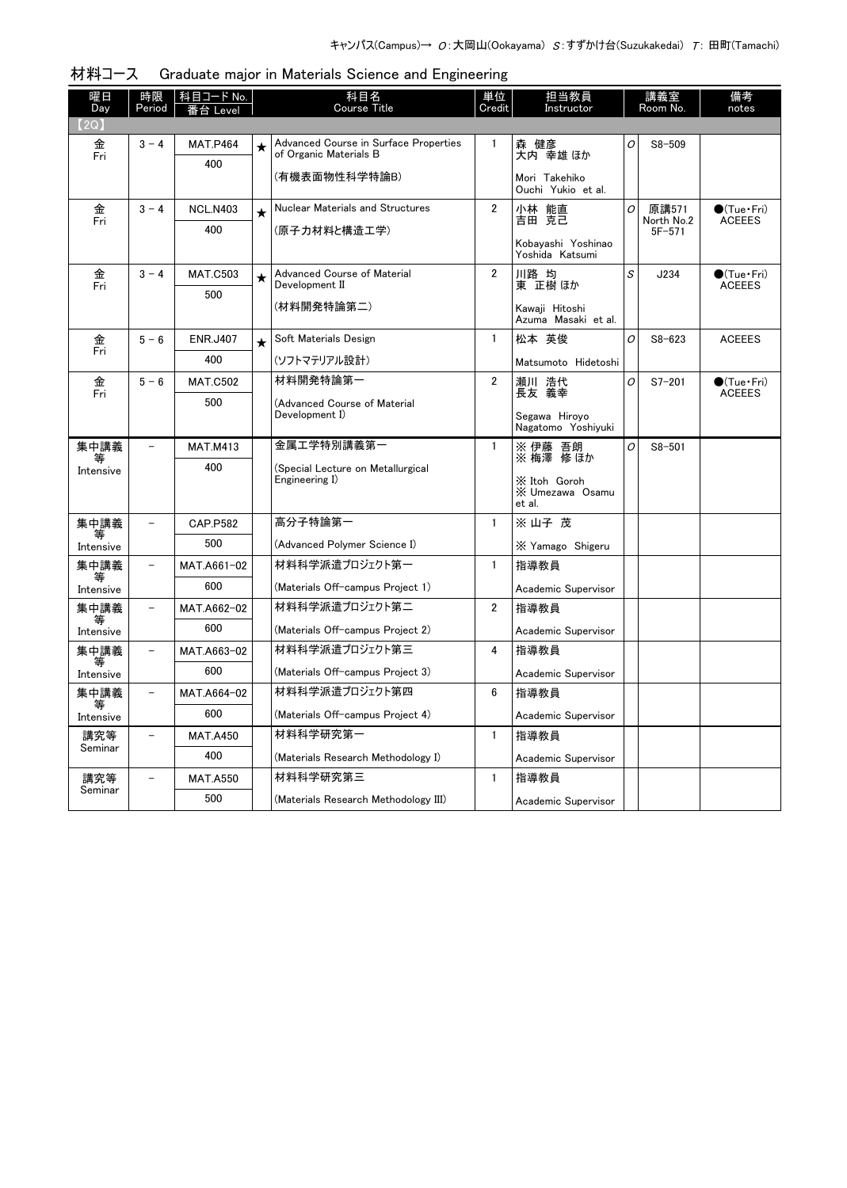キャンパス(Campus)→ O:大岡山(Ookayama) S:すずかけ台(Suzukakedai) T: 田町(Tamachi)

## 材料コース　Graduate major in Materials Science and Engineering

| 曜日 Day | 時限 Period | 科目コード No. 番台 Level | | 科目名 Course Title | 単位 Credit | 担当教員 Instructor | | 講義室 Room No. | 備考 notes |
|---|---|---|---|---|---|---|---|---|---|
| 【2Q】 | | | | | | | | | |
| 金 Fri | 3 - 4 | MAT.P464 400 | ★ | Advanced Course in Surface Properties of Organic Materials B (有機表面物性科学特論B) | 1 | 森 健彦 大内 幸雄 ほか Mori Takehiko Ouchi Yukio et al. | O | S8-509 | |
| 金 Fri | 3 - 4 | NCL.N403 400 | ★ | Nuclear Materials and Structures (原子力材料と構造工学) | 2 | 小林 能直 吉田 克己 Kobayashi Yoshinao Yoshida Katsumi | O | 原講571 North No.2 5F-571 | ●(Tue・Fri) ACEEES |
| 金 Fri | 3 - 4 | MAT.C503 500 | ★ | Advanced Course of Material Development II (材料開発特論第二) | 2 | 川路 均 東 正樹 ほか Kawaji Hitoshi Azuma Masaki et al. | S | J234 | ●(Tue・Fri) ACEEES |
| 金 Fri | 5 - 6 | ENR.J407 400 | ★ | Soft Materials Design (ソフトマテリアル設計) | 1 | 松本 英俊 Matsumoto Hidetoshi | O | S8-623 | ACEEES |
| 金 Fri | 5 - 6 | MAT.C502 500 | | 材料開発特論第一 (Advanced Course of Material Development I) | 2 | 瀬川 浩代 長友 義幸 Segawa Hiroyo Nagatomo Yoshiyuki | O | S7-201 | ●(Tue・Fri) ACEEES |
| 集中講義等 Intensive | - | MAT.M413 400 | | 金属工学特別講義第一 (Special Lecture on Metallurgical Engineering I) | 1 | ※ 伊藤 吾朗 ※ 梅澤 修 ほか ※ Itoh Goroh ※ Umezawa Osamu et al. | O | S8-501 | |
| 集中講義等 Intensive | - | CAP.P582 500 | | 高分子特論第一 (Advanced Polymer Science I) | 1 | ※ 山子 茂 ※ Yamago Shigeru | | | |
| 集中講義等 Intensive | - | MAT.A661-02 600 | | 材料科学派遣プロジェクト第一 (Materials Off-campus Project 1) | 1 | 指導教員 Academic Supervisor | | | |
| 集中講義等 Intensive | - | MAT.A662-02 600 | | 材料科学派遣プロジェクト第二 (Materials Off-campus Project 2) | 2 | 指導教員 Academic Supervisor | | | |
| 集中講義等 Intensive | - | MAT.A663-02 600 | | 材料科学派遣プロジェクト第三 (Materials Off-campus Project 3) | 4 | 指導教員 Academic Supervisor | | | |
| 集中講義等 Intensive | - | MAT.A664-02 600 | | 材料科学派遣プロジェクト第四 (Materials Off-campus Project 4) | 6 | 指導教員 Academic Supervisor | | | |
| 講究等 Seminar | - | MAT.A450 400 | | 材料科学研究第一 (Materials Research Methodology I) | 1 | 指導教員 Academic Supervisor | | | |
| 講究等 Seminar | - | MAT.A550 500 | | 材料科学研究第三 (Materials Research Methodology III) | 1 | 指導教員 Academic Supervisor | | | |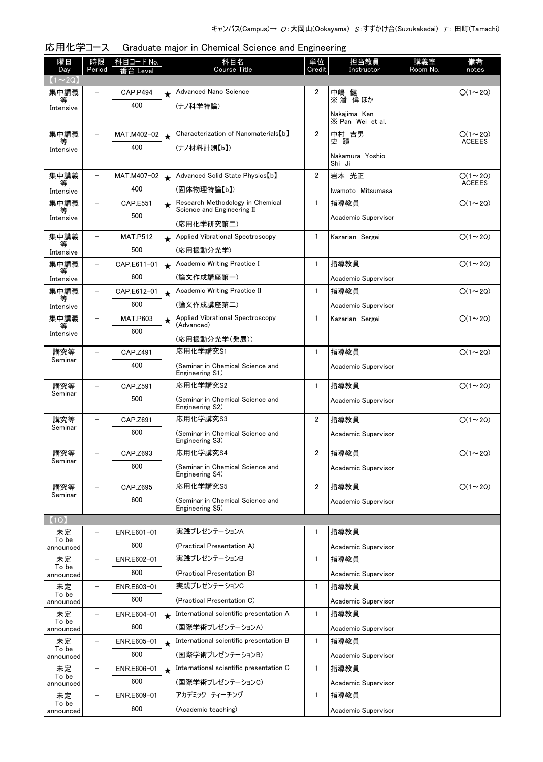キャンパス(Campus)→ O:大岡山(Ookayama) S:すずかけ台(Suzukakedai) T: 田町(Tamachi)

## 応用化学コース　Graduate major in Chemical Science and Engineering

| 曜日 Day | 時限 Period | 科目コード No. 番台 Level | | 科目名 Course Title | 単位 Credit | 担当教員 Instructor | 講義室 Room No. | | 備考 notes |
|---|---|---|---|---|---|---|---|---|---|
| 【1～2Q】 | | | | | | | | | |
| 集中講義等 Intensive | － | CAP.P494 400 | ★ | Advanced Nano Science (ナノ科学特論) | 2 | 中嶋 健 ※ 潘 偉 ほか Nakajima Ken ※ Pan Wei et al. | | | O(1～2Q) |
| 集中講義等 Intensive | － | MAT.M402-02 400 | ★ | Characterization of Nanomaterials【b】 (ナノ材料計測【b】) | 2 | 中村 吉男 史 蹟 Nakamura Yoshio Shi Ji | | | O(1～2Q) ACEEES |
| 集中講義等 Intensive | － | MAT.M407-02 400 | ★ | Advanced Solid State Physics【b】 (固体物理特論【b】) | 2 | 岩本 光正 Iwamoto Mitsumasa | | | O(1～2Q) ACEEES |
| 集中講義等 Intensive | － | CAP.E551 500 | ★ | Research Methodology in Chemical Science and Engineering II (応用化学研究第二) | 1 | 指導教員 Academic Supervisor | | | O(1～2Q) |
| 集中講義等 Intensive | － | MAT.P512 500 | ★ | Applied Vibrational Spectroscopy (応用振動分光学) | 1 | Kazarian Sergei | | | O(1～2Q) |
| 集中講義等 Intensive | － | CAP.E611-01 600 | ★ | Academic Writing Practice I (論文作成講座第一) | 1 | 指導教員 Academic Supervisor | | | O(1～2Q) |
| 集中講義等 Intensive | － | CAP.E612-01 600 | ★ | Academic Writing Practice II (論文作成講座第二) | 1 | 指導教員 Academic Supervisor | | | O(1～2Q) |
| 集中講義等 Intensive | － | MAT.P603 600 | ★ | Applied Vibrational Spectroscopy (Advanced) (応用振動分光学(発展)) | 1 | Kazarian Sergei | | | O(1～2Q) |
| 講究等 Seminar | － | CAP.Z491 400 | | 応用化学講究S1 (Seminar in Chemical Science and Engineering S1) | 1 | 指導教員 Academic Supervisor | | | O(1～2Q) |
| 講究等 Seminar | － | CAP.Z591 500 | | 応用化学講究S2 (Seminar in Chemical Science and Engineering S2) | 1 | 指導教員 Academic Supervisor | | | O(1～2Q) |
| 講究等 Seminar | － | CAP.Z691 600 | | 応用化学講究S3 (Seminar in Chemical Science and Engineering S3) | 2 | 指導教員 Academic Supervisor | | | O(1～2Q) |
| 講究等 Seminar | － | CAP.Z693 600 | | 応用化学講究S4 (Seminar in Chemical Science and Engineering S4) | 2 | 指導教員 Academic Supervisor | | | O(1～2Q) |
| 講究等 Seminar | － | CAP.Z695 600 | | 応用化学講究S5 (Seminar in Chemical Science and Engineering S5) | 2 | 指導教員 Academic Supervisor | | | O(1～2Q) |
| 【1Q】 | | | | | | | | | |
| 未定 To be announced | － | ENR.E601-01 600 | | 実践プレゼンテーションA (Practical Presentation A) | 1 | 指導教員 Academic Supervisor | | | |
| 未定 To be announced | － | ENR.E602-01 600 | | 実践プレゼンテーションB (Practical Presentation B) | 1 | 指導教員 Academic Supervisor | | | |
| 未定 To be announced | － | ENR.E603-01 600 | | 実践プレゼンテーションC (Practical Presentation C) | 1 | 指導教員 Academic Supervisor | | | |
| 未定 To be announced | － | ENR.E604-01 600 | ★ | International scientific presentation A (国際学術プレゼンテーションA) | 1 | 指導教員 Academic Supervisor | | | |
| 未定 To be announced | － | ENR.E605-01 600 | ★ | International scientific presentation B (国際学術プレゼンテーションB) | 1 | 指導教員 Academic Supervisor | | | |
| 未定 To be announced | － | ENR.E606-01 600 | ★ | International scientific presentation C (国際学術プレゼンテーションC) | 1 | 指導教員 Academic Supervisor | | | |
| 未定 To be announced | － | ENR.E609-01 600 | | アカデミック ティーチング (Academic teaching) | 1 | 指導教員 Academic Supervisor | | | |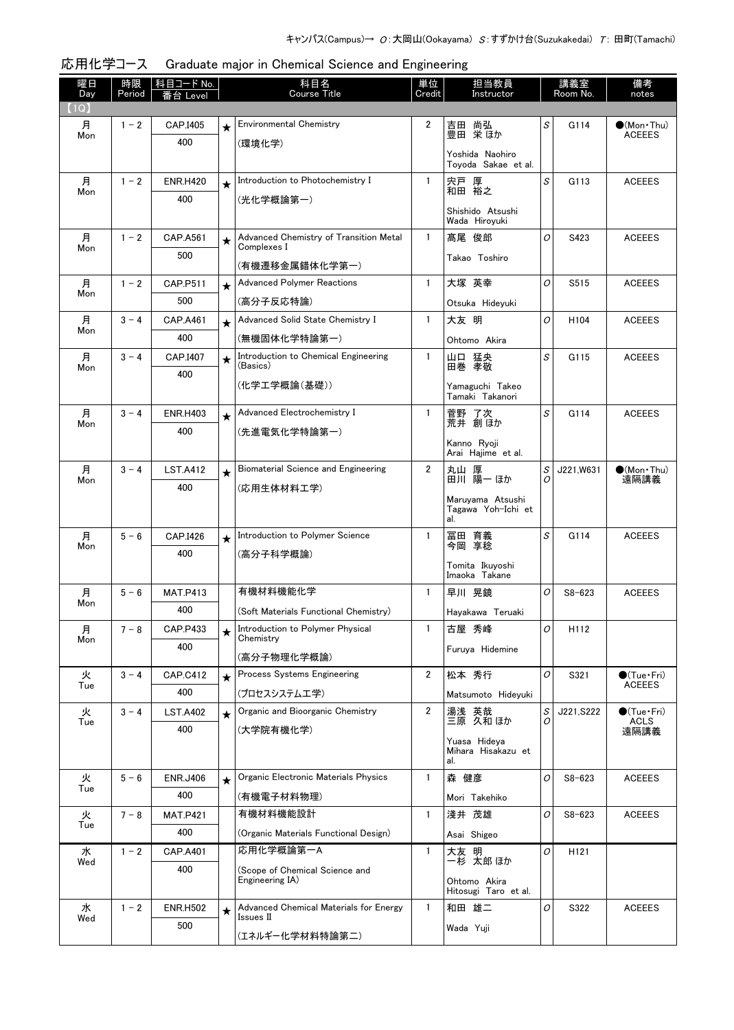キャンパス(Campus)→ O:大岡山(Ookayama) S:すずかけ台(Suzukakedai) T: 田町(Tamachi)

## 応用化学コース　Graduate major in Chemical Science and Engineering

| 曜日 Day | 時限 Period | 科目コード No. 番台 Level | | 科目名 Course Title | 単位 Credit | 担当教員 Instructor | | 講義室 Room No. | 備考 notes |
|---|---|---|---|---|---|---|---|---|---|
| 【1Q】 | | | | | | | | | |
| 月 Mon | 1－2 | CAP.I405 400 | ★ | Environmental Chemistry (環境化学) | 2 | 吉田 尚弘 豊田 栄 ほか Yoshida Naohiro Toyoda Sakae et al. | S | G114 | ●(Mon・Thu) ACEEES |
| 月 Mon | 1－2 | ENR.H420 400 | ★ | Introduction to Photochemistry I (光化学概論第一) | 1 | 宍戸 厚 和田 裕之 Shishido Atsushi Wada Hiroyuki | S | G113 | ACEEES |
| 月 Mon | 1－2 | CAP.A561 500 | ★ | Advanced Chemistry of Transition Metal Complexes I (有機遷移金属錯体化学第一) | 1 | 髙尾 俊郎 Takao Toshiro | O | S423 | ACEEES |
| 月 Mon | 1－2 | CAP.P511 500 | ★ | Advanced Polymer Reactions (高分子反応特論) | 1 | 大塚 英幸 Otsuka Hideyuki | O | S515 | ACEEES |
| 月 Mon | 3－4 | CAP.A461 400 | ★ | Advanced Solid State Chemistry I (無機固体化学特論第一) | 1 | 大友 明 Ohtomo Akira | O | H104 | ACEEES |
| 月 Mon | 3－4 | CAP.I407 400 | ★ | Introduction to Chemical Engineering (Basics) (化学工学概論(基礎)) | 1 | 山口 猛央 田巻 孝敬 Yamaguchi Takeo Tamaki Takanori | S | G115 | ACEEES |
| 月 Mon | 3－4 | ENR.H403 400 | ★ | Advanced Electrochemistry I (先進電気化学特論第一) | 1 | 菅野 了次 荒井 創 ほか Kanno Ryoji Arai Hajime et al. | S | G114 | ACEEES |
| 月 Mon | 3－4 | LST.A412 400 | ★ | Biomaterial Science and Engineering (応用生体材料工学) | 2 | 丸山 厚 田川 陽一 ほか Maruyama Atsushi Tagawa Yoh-Ichi et al. | S O | J221,W631 | ●(Mon・Thu) 遠隔講義 |
| 月 Mon | 5－6 | CAP.I426 400 | ★ | Introduction to Polymer Science (高分子科学概論) | 1 | 冨田 育義 今岡 享稔 Tomita Ikuyoshi Imaoka Takane | S | G114 | ACEEES |
| 月 Mon | 5－6 | MAT.P413 400 | | 有機材料機能化学 (Soft Materials Functional Chemistry) | 1 | 早川 晃鏡 Hayakawa Teruaki | O | S8-623 | ACEEES |
| 月 Mon | 7－8 | CAP.P433 400 | ★ | Introduction to Polymer Physical Chemistry (高分子物理化学概論) | 1 | 古屋 秀峰 Furuya Hidemine | O | H112 | |
| 火 Tue | 3－4 | CAP.C412 400 | ★ | Process Systems Engineering (プロセスシステム工学) | 2 | 松本 秀行 Matsumoto Hideyuki | O | S321 | ●(Tue・Fri) ACEEES |
| 火 Tue | 3－4 | LST.A402 400 | ★ | Organic and Bioorganic Chemistry (大学院有機化学) | 2 | 湯浅 英哉 三原 久和 ほか Yuasa Hideya Mihara Hisakazu et al. | S O | J221,S222 | ●(Tue・Fri) ACLS 遠隔講義 |
| 火 Tue | 5－6 | ENR.J406 400 | ★ | Organic Electronic Materials Physics (有機電子材料物理) | 1 | 森 健彦 Mori Takehiko | O | S8-623 | ACEEES |
| 火 Tue | 7－8 | MAT.P421 400 | | 有機材料機能設計 (Organic Materials Functional Design) | 1 | 淺井 茂雄 Asai Shigeo | O | S8-623 | ACEEES |
| 水 Wed | 1－2 | CAP.A401 400 | | 応用化学概論第一A (Scope of Chemical Science and Engineering IA) | 1 | 大友 明 一杉 太郎 ほか Ohtomo Akira Hitosugi Taro et al. | O | H121 | |
| 水 Wed | 1－2 | ENR.H502 500 | ★ | Advanced Chemical Materials for Energy Issues II (エネルギー化学材料特論第二) | 1 | 和田 雄二 Wada Yuji | O | S322 | ACEEES |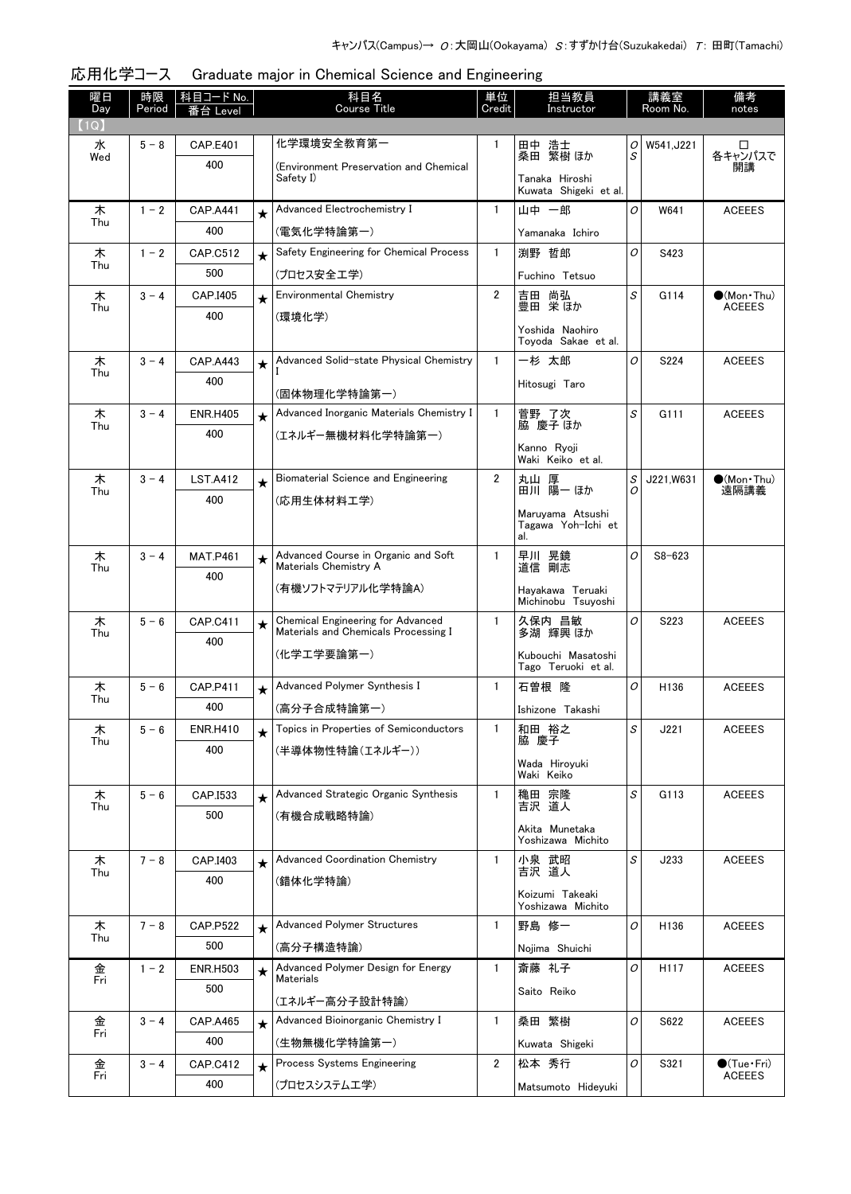キャンパス(Campus)→ O:大岡山(Ookayama) S:すずかけ台(Suzukakedai) T: 田町(Tamachi)

## 応用化学コース　Graduate major in Chemical Science and Engineering

| 曜日 Day | 時限 Period | 科目コード No. 番台 Level | | 科目名 Course Title | 単位 Credit | 担当教員 Instructor | | 講義室 Room No. | 備考 notes |
|---|---|---|---|---|---|---|---|---|---|
| 【1Q】 | | | | | | | | | |
| 水 Wed | 5－8 | CAP.E401 400 | | 化学環境安全教育第一 (Environment Preservation and Chemical Safety I) | 1 | 田中 浩士 桑田 繁樹 ほか Tanaka Hiroshi Kuwata Shigeki et al. | O S | W541,J221 | □ 各キャンパスで開講 |
| 木 Thu | 1－2 | CAP.A441 400 | ★ | Advanced Electrochemistry I (電気化学特論第一) | 1 | 山中 一郎 Yamanaka Ichiro | O | W641 | ACEEES |
| 木 Thu | 1－2 | CAP.C512 500 | ★ | Safety Engineering for Chemical Process (プロセス安全工学) | 1 | 渕野 哲郎 Fuchino Tetsuo | O | S423 | |
| 木 Thu | 3－4 | CAP.I405 400 | ★ | Environmental Chemistry (環境化学) | 2 | 吉田 尚弘 豊田 栄 ほか Yoshida Naohiro Toyoda Sakae et al. | S | G114 | ●(Mon・Thu) ACEEES |
| 木 Thu | 3－4 | CAP.A443 400 | ★ | Advanced Solid-state Physical Chemistry I (固体物理化学特論第一) | 1 | 一杉 太郎 Hitosugi Taro | O | S224 | ACEEES |
| 木 Thu | 3－4 | ENR.H405 400 | ★ | Advanced Inorganic Materials Chemistry I (エネルギー無機材料化学特論第一) | 1 | 菅野 了次 脇 慶子 ほか Kanno Ryoji Waki Keiko et al. | S | G111 | ACEEES |
| 木 Thu | 3－4 | LST.A412 400 | ★ | Biomaterial Science and Engineering (応用生体材料工学) | 2 | 丸山 厚 田川 陽一 ほか Maruyama Atsushi Tagawa Yoh-Ichi et al. | S O | J221,W631 | ●(Mon・Thu) 遠隔講義 |
| 木 Thu | 3－4 | MAT.P461 400 | ★ | Advanced Course in Organic and Soft Materials Chemistry A (有機ソフトマテリアル化学特論A) | 1 | 早川 晃鏡 道信 剛志 Hayakawa Teruaki Michinobu Tsuyoshi | O | S8-623 | |
| 木 Thu | 5－6 | CAP.C411 400 | ★ | Chemical Engineering for Advanced Materials and Chemicals Processing I (化学工学要論第一) | 1 | 久保内 昌敏 多湖 輝興 ほか Kubouchi Masatoshi Tago Teruoki et al. | O | S223 | ACEEES |
| 木 Thu | 5－6 | CAP.P411 400 | ★ | Advanced Polymer Synthesis I (高分子合成特論第一) | 1 | 石曽根 隆 Ishizone Takashi | O | H136 | ACEEES |
| 木 Thu | 5－6 | ENR.H410 400 | ★ | Topics in Properties of Semiconductors (半導体物性特論(エネルギー)) | 1 | 和田 裕之 脇 慶子 Wada Hiroyuki Waki Keiko | S | J221 | ACEEES |
| 木 Thu | 5－6 | CAP.I533 500 | ★ | Advanced Strategic Organic Synthesis (有機合成戦略特論) | 1 | 穐田 宗隆 吉沢 道人 Akita Munetaka Yoshizawa Michito | S | G113 | ACEEES |
| 木 Thu | 7－8 | CAP.I403 400 | ★ | Advanced Coordination Chemistry (錯体化学特論) | 1 | 小泉 武昭 吉沢 道人 Koizumi Takeaki Yoshizawa Michito | S | J233 | ACEEES |
| 木 Thu | 7－8 | CAP.P522 500 | ★ | Advanced Polymer Structures (高分子構造特論) | 1 | 野島 修一 Nojima Shuichi | O | H136 | ACEEES |
| 金 Fri | 1－2 | ENR.H503 500 | ★ | Advanced Polymer Design for Energy Materials (エネルギー高分子設計特論) | 1 | 斎藤 礼子 Saito Reiko | O | H117 | ACEEES |
| 金 Fri | 3－4 | CAP.A465 400 | ★ | Advanced Bioinorganic Chemistry I (生物無機化学特論第一) | 1 | 桑田 繁樹 Kuwata Shigeki | O | S622 | ACEEES |
| 金 Fri | 3－4 | CAP.C412 400 | ★ | Process Systems Engineering (プロセスシステム工学) | 2 | 松本 秀行 Matsumoto Hideyuki | O | S321 | ●(Tue・Fri) ACEEES |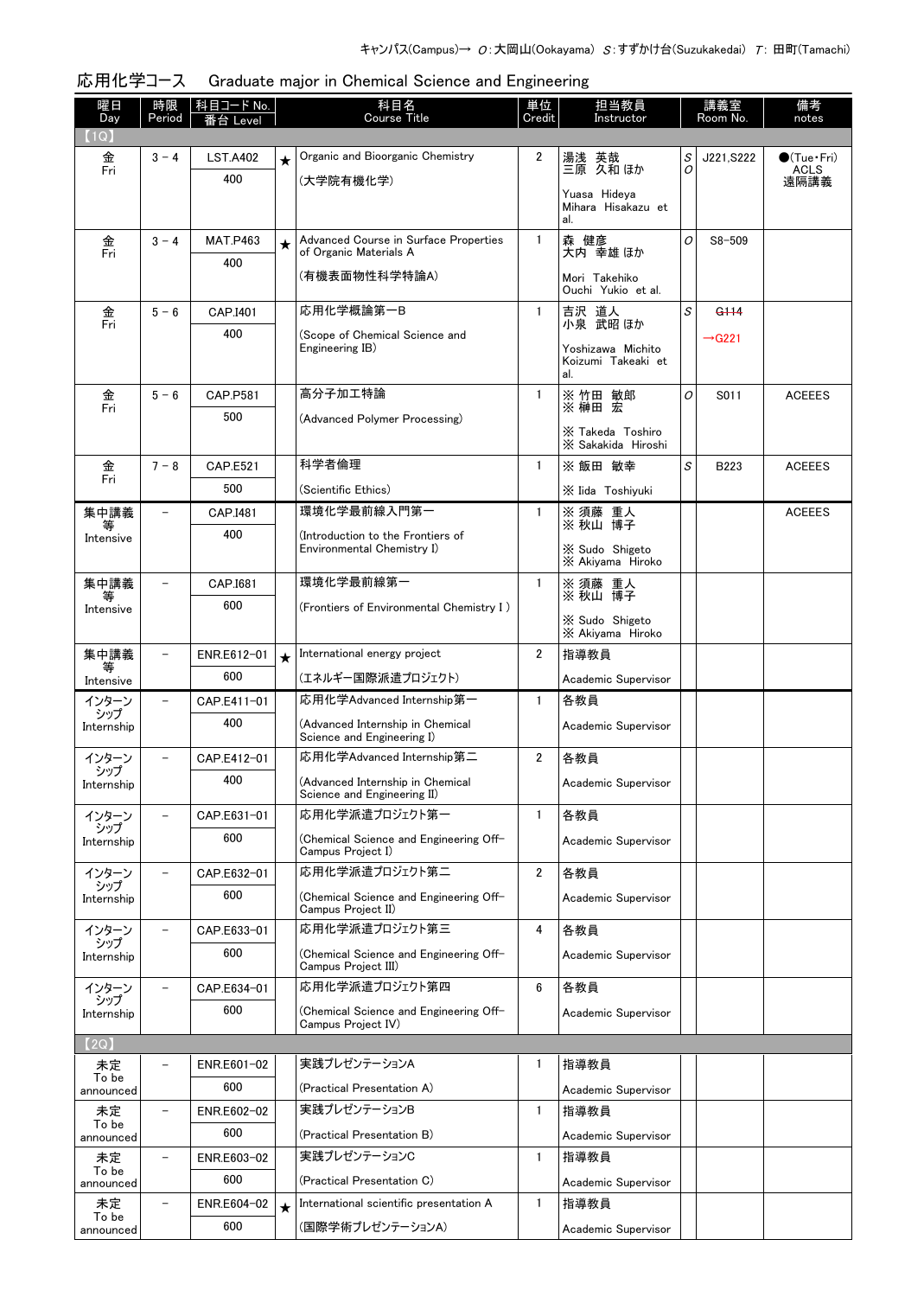キャンパス(Campus)→ O：大岡山(Ookayama) S：すずかけ台(Suzukakedai) T：田町(Tamachi)

## 応用化学コース　Graduate major in Chemical Science and Engineering

| 曜日 Day | 時限 Period | 科目コード No. 番台 Level | | 科目名 Course Title | 単位 Credit | 担当教員 Instructor | | 講義室 Room No. | 備考 notes |
|---|---|---|---|---|---|---|---|---|---|
| 【1Q】 | | | | | | | | | |
| 金 Fri | 3－4 | LST.A402 400 | ★ | Organic and Bioorganic Chemistry (大学院有機化学) | 2 | 湯浅 英哉 三原 久和 ほか Yuasa Hideya Mihara Hisakazu et al. | S O | J221,S222 | ●(Tue・Fri) ACLS 遠隔講義 |
| 金 Fri | 3－4 | MAT.P463 400 | ★ | Advanced Course in Surface Properties of Organic Materials A (有機表面物性科学特論A) | 1 | 森 健彦 大内 幸雄 ほか Mori Takehiko Ouchi Yukio et al. | O | S8-509 | |
| 金 Fri | 5－6 | CAP.I401 400 | | 応用化学概論第一B (Scope of Chemical Science and Engineering IB) | 1 | 吉沢 道人 小泉 武昭 ほか Yoshizawa Michito Koizumi Takeaki et al. | S | ~~G114~~ →G221 | |
| 金 Fri | 5－6 | CAP.P581 500 | | 高分子加工特論 (Advanced Polymer Processing) | 1 | ※ 竹田 敏郎 ※ 榊田 宏 ※ Takeda Toshiro ※ Sakakida Hiroshi | O | S011 | ACEEES |
| 金 Fri | 7－8 | CAP.E521 500 | | 科学者倫理 (Scientific Ethics) | 1 | ※ 飯田 敏幸 ※ Iida Toshiyuki | S | B223 | ACEEES |
| 集中講義等 Intensive | － | CAP.I481 400 | | 環境化学最前線入門第一 (Introduction to the Frontiers of Environmental Chemistry I) | 1 | ※ 須藤 重人 ※ 秋山 博子 ※ Sudo Shigeto ※ Akiyama Hiroko | | | ACEEES |
| 集中講義等 Intensive | － | CAP.I681 600 | | 環境化学最前線第一 (Frontiers of Environmental Chemistry I) | 1 | ※ 須藤 重人 ※ 秋山 博子 ※ Sudo Shigeto ※ Akiyama Hiroko | | | |
| 集中講義等 Intensive | － | ENR.E612-01 600 | ★ | International energy project (エネルギー国際派遣プロジェクト) | 2 | 指導教員 Academic Supervisor | | | |
| インターンシップ Internship | － | CAP.E411-01 400 | | 応用化学Advanced Internship第一 (Advanced Internship in Chemical Science and Engineering I) | 1 | 各教員 Academic Supervisor | | | |
| インターンシップ Internship | － | CAP.E412-01 400 | | 応用化学Advanced Internship第二 (Advanced Internship in Chemical Science and Engineering II) | 2 | 各教員 Academic Supervisor | | | |
| インターンシップ Internship | － | CAP.E631-01 600 | | 応用化学派遣プロジェクト第一 (Chemical Science and Engineering Off-Campus Project I) | 1 | 各教員 Academic Supervisor | | | |
| インターンシップ Internship | － | CAP.E632-01 600 | | 応用化学派遣プロジェクト第二 (Chemical Science and Engineering Off-Campus Project II) | 2 | 各教員 Academic Supervisor | | | |
| インターンシップ Internship | － | CAP.E633-01 600 | | 応用化学派遣プロジェクト第三 (Chemical Science and Engineering Off-Campus Project III) | 4 | 各教員 Academic Supervisor | | | |
| インターンシップ Internship | － | CAP.E634-01 600 | | 応用化学派遣プロジェクト第四 (Chemical Science and Engineering Off-Campus Project IV) | 6 | 各教員 Academic Supervisor | | | |
| 【2Q】 | | | | | | | | | |
| 未定 To be announced | － | ENR.E601-02 600 | | 実践プレゼンテーションA (Practical Presentation A) | 1 | 指導教員 Academic Supervisor | | | |
| 未定 To be announced | － | ENR.E602-02 600 | | 実践プレゼンテーションB (Practical Presentation B) | 1 | 指導教員 Academic Supervisor | | | |
| 未定 To be announced | － | ENR.E603-02 600 | | 実践プレゼンテーションC (Practical Presentation C) | 1 | 指導教員 Academic Supervisor | | | |
| 未定 To be announced | － | ENR.E604-02 600 | ★ | International scientific presentation A (国際学術プレゼンテーションA) | 1 | 指導教員 Academic Supervisor | | | |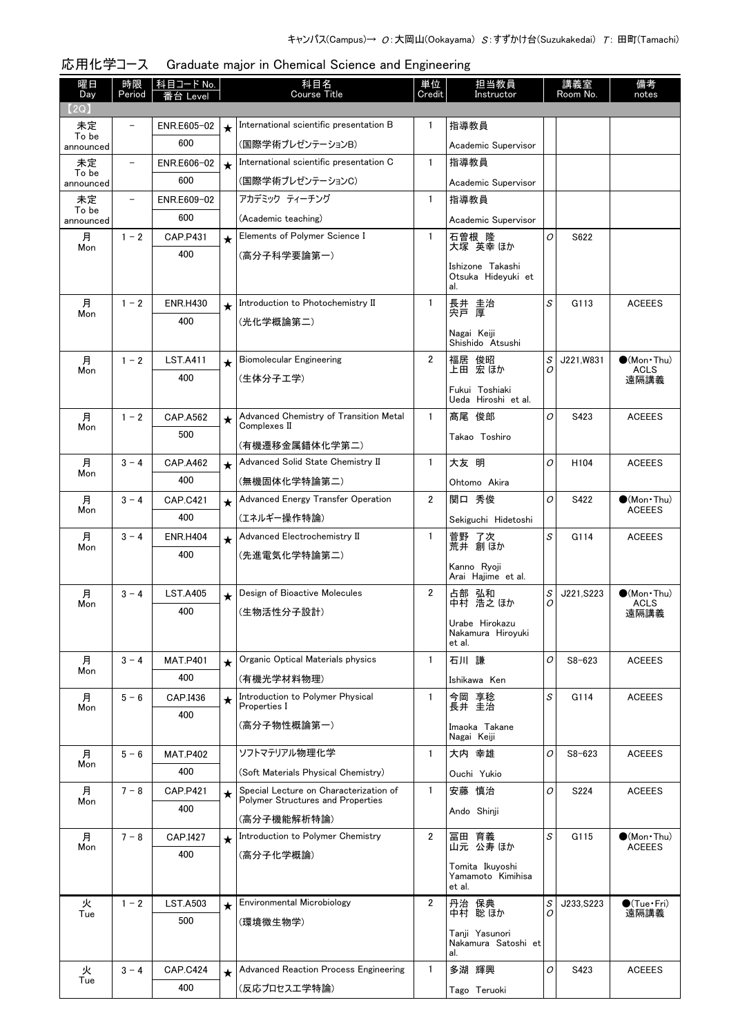キャンパス(Campus)→ O：大岡山(Ookayama) S：すずかけ台(Suzukakedai) T：田町(Tamachi)

## 応用化学コース　Graduate major in Chemical Science and Engineering

| 曜日 Day | 時限 Period | 科目コード No. 番台 Level | | 科目名 Course Title | 単位 Credit | 担当教員 Instructor | 講義室 Room No. | | 備考 notes |
|---|---|---|---|---|---|---|---|---|---|
| 【2Q】 | | | | | | | | | |
| 未定 To be announced | － | ENR.E605-02 600 | ★ | International scientific presentation B (国際学術プレゼンテーションB) | 1 | 指導教員 Academic Supervisor | | | |
| 未定 To be announced | － | ENR.E606-02 600 | ★ | International scientific presentation C (国際学術プレゼンテーションC) | 1 | 指導教員 Academic Supervisor | | | |
| 未定 To be announced | － | ENR.E609-02 600 | | アカデミック ティーチング (Academic teaching) | 1 | 指導教員 Academic Supervisor | | | |
| 月 Mon | 1－2 | CAP.P431 400 | ★ | Elements of Polymer Science I (高分子科学要論第一) | 1 | 石曽根 隆 大塚 英幸 ほか Ishizone Takashi Otsuka Hideyuki et al. | O | S622 | |
| 月 Mon | 1－2 | ENR.H430 400 | ★ | Introduction to Photochemistry II (光化学概論第二) | 1 | 長井 圭治 宍戸 厚 Nagai Keiji Shishido Atsushi | S | G113 | ACEEES |
| 月 Mon | 1－2 | LST.A411 400 | ★ | Biomolecular Engineering (生体分子工学) | 2 | 福居 俊昭 上田 宏 ほか Fukui Toshiaki Ueda Hiroshi et al. | S O | J221,W831 | ●(Mon・Thu) ACLS 遠隔講義 |
| 月 Mon | 1－2 | CAP.A562 500 | ★ | Advanced Chemistry of Transition Metal Complexes II (有機遷移金属錯体化学第二) | 1 | 髙尾 俊郎 Takao Toshiro | O | S423 | ACEEES |
| 月 Mon | 3－4 | CAP.A462 400 | ★ | Advanced Solid State Chemistry II (無機固体化学特論第二) | 1 | 大友 明 Ohtomo Akira | O | H104 | ACEEES |
| 月 Mon | 3－4 | CAP.C421 400 | ★ | Advanced Energy Transfer Operation (エネルギー操作特論) | 2 | 関口 秀俊 Sekiguchi Hidetoshi | O | S422 | ●(Mon・Thu) ACEEES |
| 月 Mon | 3－4 | ENR.H404 400 | ★ | Advanced Electrochemistry II (先進電気化学特論第二) | 1 | 菅野 了次 荒井 創 ほか Kanno Ryoji Arai Hajime et al. | S | G114 | ACEEES |
| 月 Mon | 3－4 | LST.A405 400 | ★ | Design of Bioactive Molecules (生物活性分子設計) | 2 | 占部 弘和 中村 浩之 ほか Urabe Hirokazu Nakamura Hiroyuki et al. | S O | J221,S223 | ●(Mon・Thu) ACLS 遠隔講義 |
| 月 Mon | 3－4 | MAT.P401 400 | ★ | Organic Optical Materials physics (有機光学材料物理) | 1 | 石川 謙 Ishikawa Ken | O | S8-623 | ACEEES |
| 月 Mon | 5－6 | CAP.I436 400 | ★ | Introduction to Polymer Physical Properties I (高分子物性概論第一) | 1 | 今岡 享稔 長井 圭治 Imaoka Takane Nagai Keiji | S | G114 | ACEEES |
| 月 Mon | 5－6 | MAT.P402 400 | | ソフトマテリアル物理化学 (Soft Materials Physical Chemistry) | 1 | 大内 幸雄 Ouchi Yukio | O | S8-623 | ACEEES |
| 月 Mon | 7－8 | CAP.P421 400 | ★ | Special Lecture on Characterization of Polymer Structures and Properties (高分子機能解析特論) | 1 | 安藤 慎治 Ando Shinji | O | S224 | ACEEES |
| 月 Mon | 7－8 | CAP.I427 400 | ★ | Introduction to Polymer Chemistry (高分子化学概論) | 2 | 冨田 育義 山元 公寿 ほか Tomita Ikuyoshi Yamamoto Kimihisa et al. | S | G115 | ●(Mon・Thu) ACEEES |
| 火 Tue | 1－2 | LST.A503 500 | ★ | Environmental Microbiology (環境微生物学) | 2 | 丹治 保典 中村 聡 ほか Tanji Yasunori Nakamura Satoshi et al. | S O | J233,S223 | ●(Tue・Fri) 遠隔講義 |
| 火 Tue | 3－4 | CAP.C424 400 | ★ | Advanced Reaction Process Engineering (反応プロセス工学特論) | 1 | 多湖 輝興 Tago Teruoki | O | S423 | ACEEES |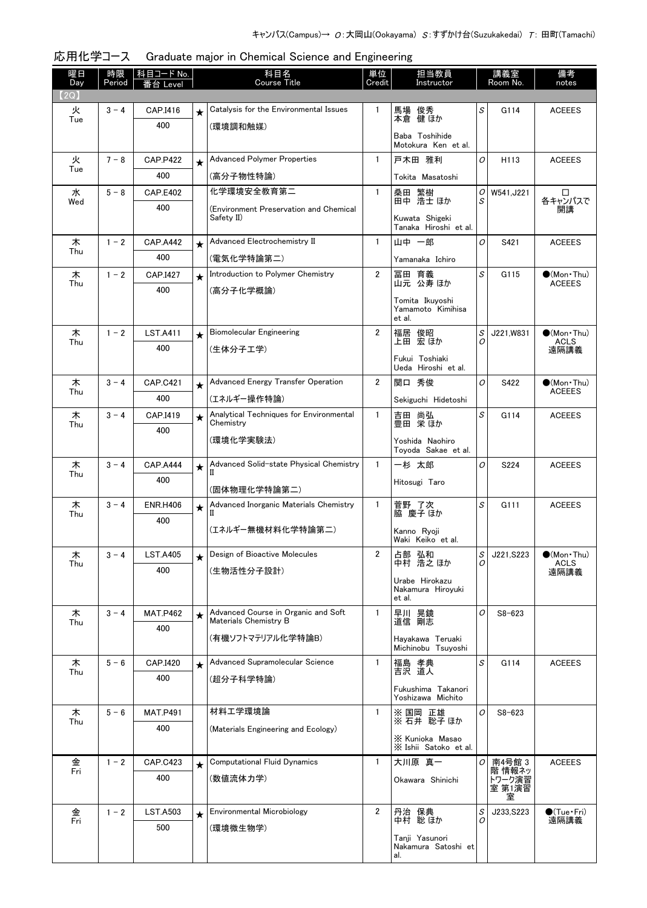キャンパス(Campus)→ O：大岡山(Ookayama) S：すずかけ台(Suzukakedai) T：田町(Tamachi)

## 応用化学コース　Graduate major in Chemical Science and Engineering

| 曜日 Day | 時限 Period | 科目コード No. 番台 Level | | 科目名 Course Title | 単位 Credit | 担当教員 Instructor | | 講義室 Room No. | 備考 notes |
|---|---|---|---|---|---|---|---|---|---|
| 【2Q】 | | | | | | | | | |
| 火 Tue | 3－4 | CAP.I416 400 | ★ | Catalysis for the Environmental Issues (環境調和触媒) | 1 | 馬場 俊秀 本倉 健 ほか Baba Toshihide Motokura Ken et al. | S | G114 | ACEEES |
| 火 Tue | 7－8 | CAP.P422 400 | ★ | Advanced Polymer Properties (高分子物性特論) | 1 | 戸木田 雅利 Tokita Masatoshi | O | H113 | ACEEES |
| 水 Wed | 5－8 | CAP.E402 400 | | 化学環境安全教育第二 (Environment Preservation and Chemical Safety II) | 1 | 桑田 繁樹 田中 浩士 ほか Kuwata Shigeki Tanaka Hiroshi et al. | O S | W541,J221 | □ 各キャンパスで開講 |
| 木 Thu | 1－2 | CAP.A442 400 | ★ | Advanced Electrochemistry II (電気化学特論第二) | 1 | 山中 一郎 Yamanaka Ichiro | O | S421 | ACEEES |
| 木 Thu | 1－2 | CAP.I427 400 | ★ | Introduction to Polymer Chemistry (高分子化学概論) | 2 | 冨田 育義 山元 公寿 ほか Tomita Ikuyoshi Yamamoto Kimihisa et al. | S | G115 | ●(Mon・Thu) ACEEES |
| 木 Thu | 1－2 | LST.A411 400 | ★ | Biomolecular Engineering (生体分子工学) | 2 | 福居 俊昭 上田 宏 ほか Fukui Toshiaki Ueda Hiroshi et al. | S O | J221,W831 | ●(Mon・Thu) ACLS 遠隔講義 |
| 木 Thu | 3－4 | CAP.C421 400 | ★ | Advanced Energy Transfer Operation (エネルギー操作特論) | 2 | 関口 秀俊 Sekiguchi Hidetoshi | O | S422 | ●(Mon・Thu) ACEEES |
| 木 Thu | 3－4 | CAP.I419 400 | ★ | Analytical Techniques for Environmental Chemistry (環境化学実験法) | 1 | 吉田 尚弘 豊田 栄 ほか Yoshida Naohiro Toyoda Sakae et al. | S | G114 | ACEEES |
| 木 Thu | 3－4 | CAP.A444 400 | ★ | Advanced Solid-state Physical Chemistry II (固体物理化学特論第二) | 1 | 一杉 太郎 Hitosugi Taro | O | S224 | ACEEES |
| 木 Thu | 3－4 | ENR.H406 400 | ★ | Advanced Inorganic Materials Chemistry II (エネルギー無機材料化学特論第二) | 1 | 菅野 了次 脇 慶子 ほか Kanno Ryoji Waki Keiko et al. | S | G111 | ACEEES |
| 木 Thu | 3－4 | LST.A405 400 | ★ | Design of Bioactive Molecules (生物活性分子設計) | 2 | 占部 弘和 中村 浩之 ほか Urabe Hirokazu Nakamura Hiroyuki et al. | S O | J221,S223 | ●(Mon・Thu) ACLS 遠隔講義 |
| 木 Thu | 3－4 | MAT.P462 400 | ★ | Advanced Course in Organic and Soft Materials Chemistry B (有機ソフトマテリアル化学特論B) | 1 | 早川 晃鏡 道信 剛志 Hayakawa Teruaki Michinobu Tsuyoshi | O | S8-623 | |
| 木 Thu | 5－6 | CAP.I420 400 | ★ | Advanced Supramolecular Science (超分子科学特論) | 1 | 福島 孝典 吉沢 道人 Fukushima Takanori Yoshizawa Michito | S | G114 | ACEEES |
| 木 Thu | 5－6 | MAT.P491 400 | | 材料工学環境論 (Materials Engineering and Ecology) | 1 | ※ 国岡 正雄 ※ 石井 聡子 ほか ※ Kunioka Masao ※ Ishii Satoko et al. | O | S8-623 | |
| 金 Fri | 1－2 | CAP.C423 400 | ★ | Computational Fluid Dynamics (数値流体力学) | 1 | 大川原 真一 Okawara Shinichi | O | 南4号館 3階 情報ネットワーク演習室 第1演習室 | ACEEES |
| 金 Fri | 1－2 | LST.A503 500 | ★ | Environmental Microbiology (環境微生物学) | 2 | 丹治 保典 中村 聡 ほか Tanji Yasunori Nakamura Satoshi et al. | S O | J233,S223 | ●(Tue・Fri) 遠隔講義 |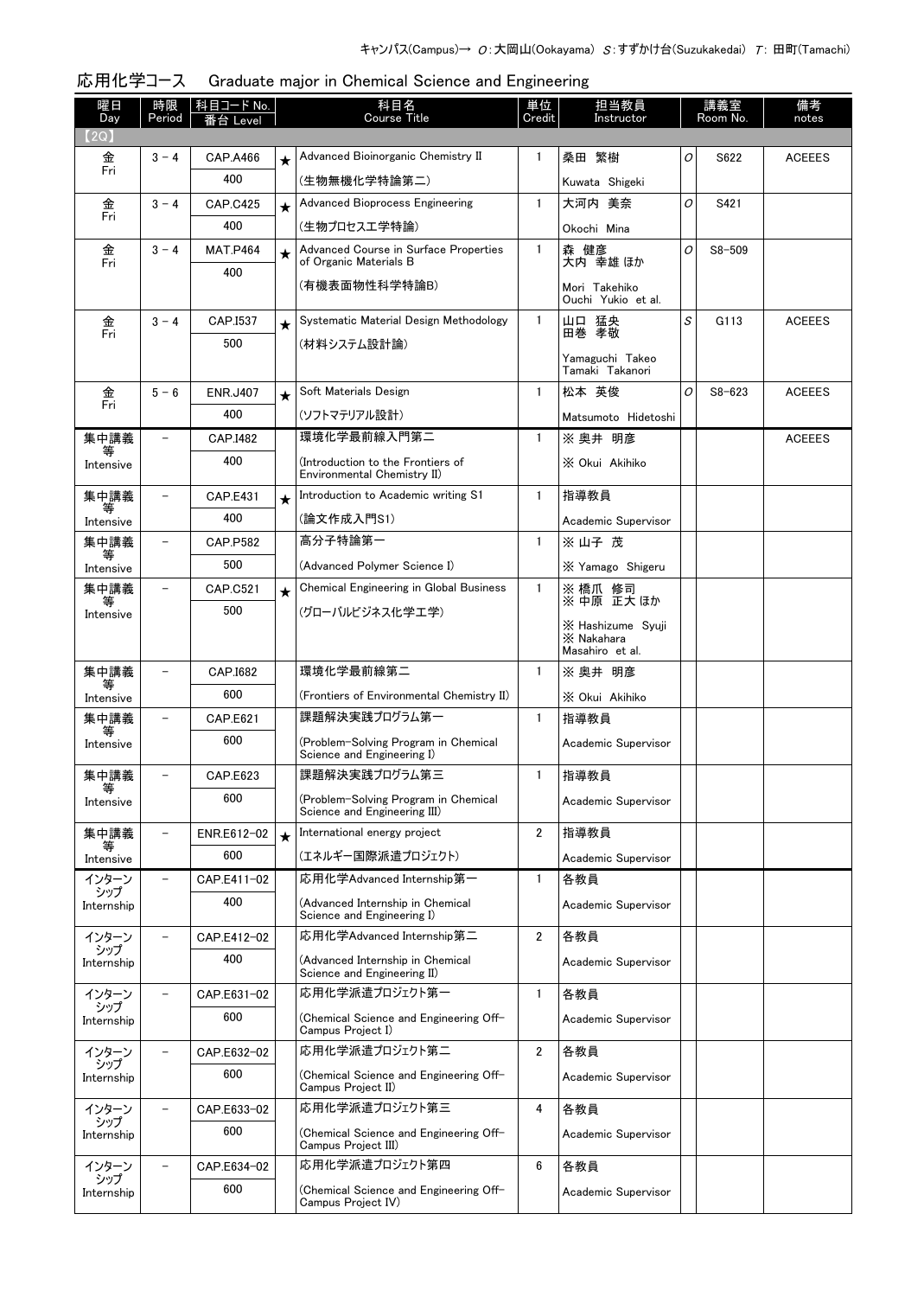キャンパス(Campus)→ O:大岡山(Ookayama) S:すずかけ台(Suzukakedai) T: 田町(Tamachi)

## 応用化学コース　Graduate major in Chemical Science and Engineering

| 曜日 Day | 時限 Period | 科目コード No. 番台 Level | | 科目名 Course Title | 単位 Credit | 担当教員 Instructor | | 講義室 Room No. | 備考 notes |
|---|---|---|---|---|---|---|---|---|---|
| 【2Q】 | | | | | | | | | |
| 金 Fri | 3－4 | CAP.A466 400 | ★ | Advanced Bioinorganic Chemistry II (生物無機化学特論第二) | 1 | 桑田 繁樹 Kuwata Shigeki | O | S622 | ACEEES |
| 金 Fri | 3－4 | CAP.C425 400 | ★ | Advanced Bioprocess Engineering (生物プロセス工学特論) | 1 | 大河内 美奈 Okochi Mina | O | S421 | |
| 金 Fri | 3－4 | MAT.P464 400 | ★ | Advanced Course in Surface Properties of Organic Materials B (有機表面物性科学特論B) | 1 | 森 健彦 大内 幸雄 ほか Mori Takehiko Ouchi Yukio et al. | O | S8-509 | |
| 金 Fri | 3－4 | CAP.I537 500 | ★ | Systematic Material Design Methodology (材料システム設計論) | 1 | 山口 猛央 田巻 孝敬 Yamaguchi Takeo Tamaki Takanori | S | G113 | ACEEES |
| 金 Fri | 5－6 | ENR.J407 400 | ★ | Soft Materials Design (ソフトマテリアル設計) | 1 | 松本 英俊 Matsumoto Hidetoshi | O | S8-623 | ACEEES |
| 集中講義等 Intensive | － | CAP.I482 400 | | 環境化学最前線入門第二 (Introduction to the Frontiers of Environmental Chemistry II) | 1 | ※ 奥井 明彦 ※ Okui Akihiko | | | ACEEES |
| 集中講義等 Intensive | － | CAP.E431 400 | ★ | Introduction to Academic writing S1 (論文作成入門S1) | 1 | 指導教員 Academic Supervisor | | | |
| 集中講義等 Intensive | － | CAP.P582 500 | | 高分子特論第一 (Advanced Polymer Science I) | 1 | ※ 山子 茂 ※ Yamago Shigeru | | | |
| 集中講義等 Intensive | － | CAP.C521 500 | ★ | Chemical Engineering in Global Business (グローバルビジネス化学工学) | 1 | ※ 橋爪 修司 ※ 中原 正大 ほか ※ Hashizume Syuji ※ Nakahara Masahiro et al. | | | |
| 集中講義等 Intensive | － | CAP.I682 600 | | 環境化学最前線第二 (Frontiers of Environmental Chemistry II) | 1 | ※ 奥井 明彦 ※ Okui Akihiko | | | |
| 集中講義等 Intensive | － | CAP.E621 600 | | 課題解決実践プログラム第一 (Problem-Solving Program in Chemical Science and Engineering I) | 1 | 指導教員 Academic Supervisor | | | |
| 集中講義等 Intensive | － | CAP.E623 600 | | 課題解決実践プログラム第三 (Problem-Solving Program in Chemical Science and Engineering III) | 1 | 指導教員 Academic Supervisor | | | |
| 集中講義等 Intensive | － | ENR.E612-02 600 | ★ | International energy project (エネルギー国際派遣プロジェクト) | 2 | 指導教員 Academic Supervisor | | | |
| インターンシップ Internship | － | CAP.E411-02 400 | | 応用化学Advanced Internship第一 (Advanced Internship in Chemical Science and Engineering I) | 1 | 各教員 Academic Supervisor | | | |
| インターンシップ Internship | － | CAP.E412-02 400 | | 応用化学Advanced Internship第二 (Advanced Internship in Chemical Science and Engineering II) | 2 | 各教員 Academic Supervisor | | | |
| インターンシップ Internship | － | CAP.E631-02 600 | | 応用化学派遣プロジェクト第一 (Chemical Science and Engineering Off-Campus Project I) | 1 | 各教員 Academic Supervisor | | | |
| インターンシップ Internship | － | CAP.E632-02 600 | | 応用化学派遣プロジェクト第二 (Chemical Science and Engineering Off-Campus Project II) | 2 | 各教員 Academic Supervisor | | | |
| インターンシップ Internship | － | CAP.E633-02 600 | | 応用化学派遣プロジェクト第三 (Chemical Science and Engineering Off-Campus Project III) | 4 | 各教員 Academic Supervisor | | | |
| インターンシップ Internship | － | CAP.E634-02 600 | | 応用化学派遣プロジェクト第四 (Chemical Science and Engineering Off-Campus Project IV) | 6 | 各教員 Academic Supervisor | | | |